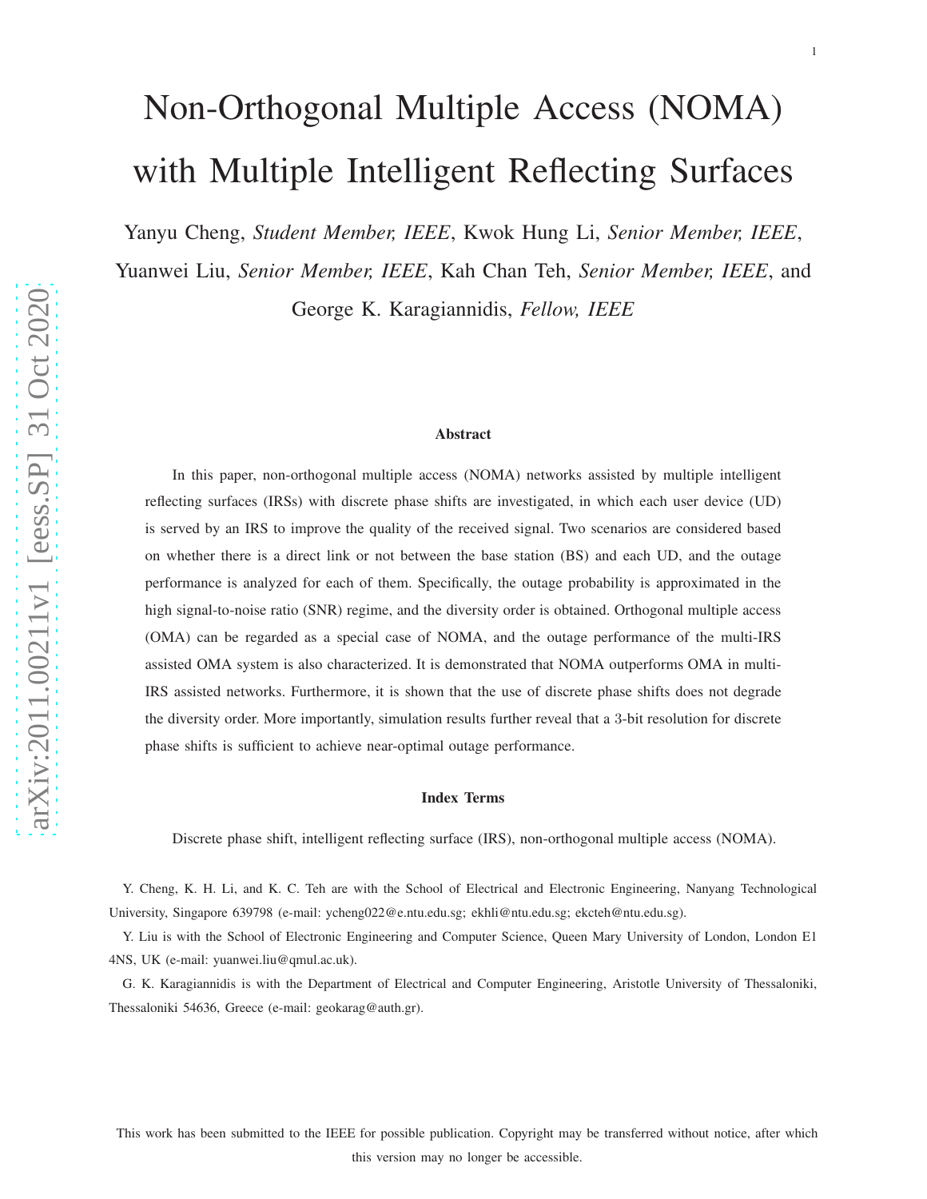# Non-Orthogonal Multiple Access (NOMA) with Multiple Intelligent Reflecting Surfaces

Yanyu Cheng, *Student Member, IEEE*, Kwok Hung Li, *Senior Member, IEEE*, Yuanwei Liu, *Senior Member, IEEE*, Kah Chan Teh, *Senior Member, IEEE*, and George K. Karagiannidis, *Fellow, IEEE*

### Abstract

In this paper, non-orthogonal multiple access (NOMA) networks assisted by multiple intelligent reflecting surfaces (IRSs) with discrete phase shifts are investigated, in which each user device (UD) is served by an IRS to improve the quality of the received signal. Two scenarios are considered based on whether there is a direct link or not between the base station (BS) and each UD, and the outage performance is analyzed for each of them. Specifically, the outage probability is approximated in the high signal-to-noise ratio (SNR) regime, and the diversity order is obtained. Orthogonal multiple access (OMA) can be regarded as a special case of NOMA, and the outage performance of the multi-IRS assisted OMA system is also characterized. It is demonstrated that NOMA outperforms OMA in multi-IRS assisted networks. Furthermore, it is shown that the use of discrete phase shifts does not degrade the diversity order. More importantly, simulation results further reveal that a 3-bit resolution for discrete phase shifts is sufficient to achieve near-optimal outage performance.

### Index Terms

Discrete phase shift, intelligent reflecting surface (IRS), non-orthogonal multiple access (NOMA).

Y. Cheng, K. H. Li, and K. C. Teh are with the School of Electrical and Electronic Engineering, Nanyang Technological University, Singapore 639798 (e-mail: ycheng022@e.ntu.edu.sg; ekhli@ntu.edu.sg; ekcteh@ntu.edu.sg).

Y. Liu is with the School of Electronic Engineering and Computer Science, Queen Mary University of London, London E1 4NS, UK (e-mail: yuanwei.liu@qmul.ac.uk).

G. K. Karagiannidis is with the Department of Electrical and Computer Engineering, Aristotle University of Thessaloniki, Thessaloniki 54636, Greece (e-mail: geokarag@auth.gr).

This work has been submitted to the IEEE for possible publication. Copyright may be transferred without notice, after which this version may no longer be accessible.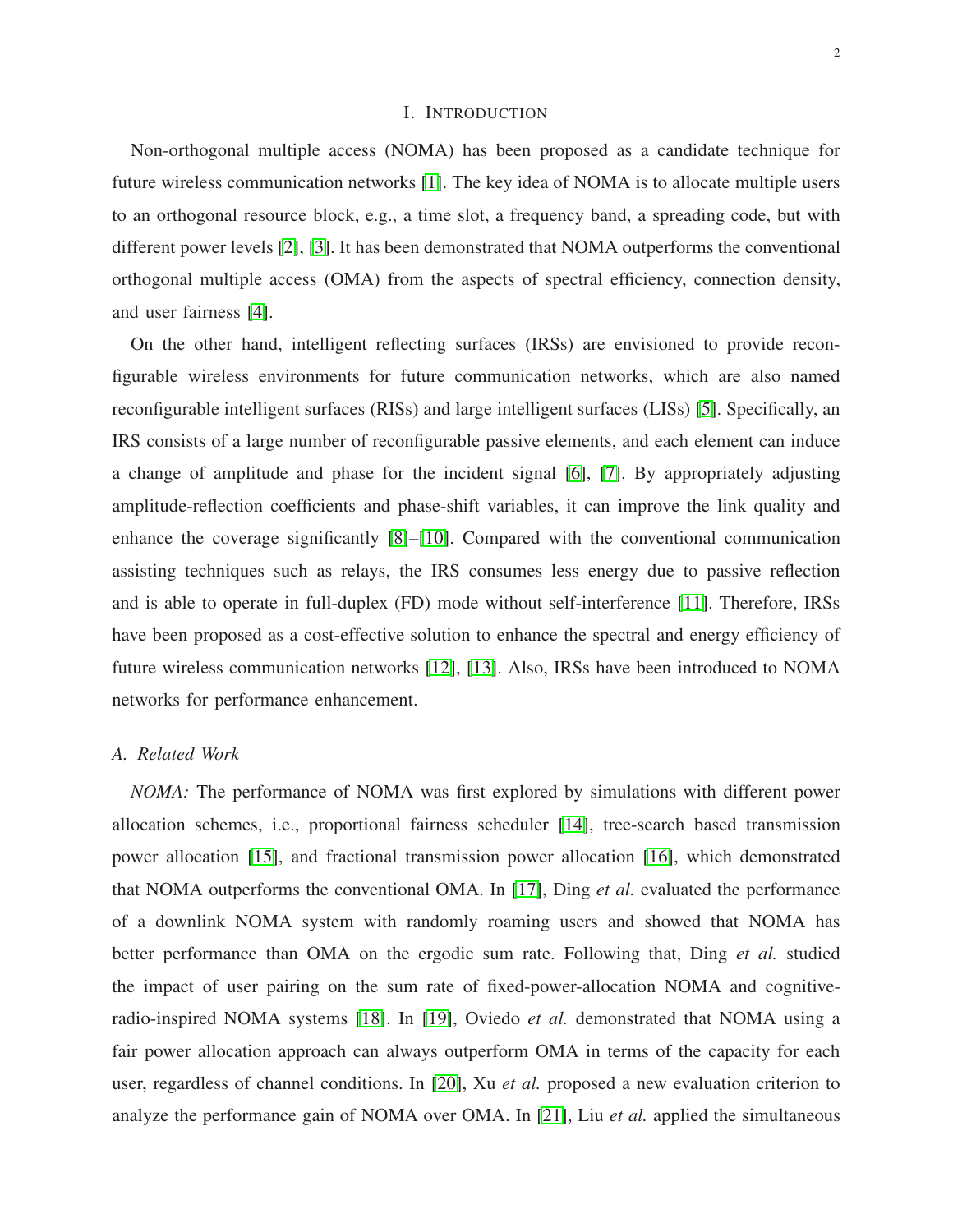# I. Introduction

Non-orthogonal multiple access (NOMA) has been proposed as a candidate technique for future wireless communication networks [1]. The key idea of NOMA is to allocate multiple users to an orthogonal resource block, e.g., a time slot, a frequency band, a spreading code, but with different power levels [2], [3]. It has been demonstrated that NOMA outperforms the conventional orthogonal multiple access (OMA) from the aspects of spectral efficiency, connection density, and user fairness [4].

On the other hand, intelligent reflecting surfaces (IRSs) are envisioned to provide reconfigurable wireless environments for future communication networks, which are also named reconfigurable intelligent surfaces (RISs) and large intelligent surfaces (LISs) [5]. Specifically, an IRS consists of a large number of reconfigurable passive elements, and each element can induce a change of amplitude and phase for the incident signal [6], [7]. By appropriately adjusting amplitude-reflection coefficients and phase-shift variables, it can improve the link quality and enhance the coverage significantly [8]–[10]. Compared with the conventional communication assisting techniques such as relays, the IRS consumes less energy due to passive reflection and is able to operate in full-duplex (FD) mode without self-interference [11]. Therefore, IRSs have been proposed as a cost-effective solution to enhance the spectral and energy efficiency of future wireless communication networks [12], [13]. Also, IRSs have been introduced to NOMA networks for performance enhancement.

## A. Related Work

*NOMA:* The performance of NOMA was first explored by simulations with different power allocation schemes, i.e., proportional fairness scheduler [14], tree-search based transmission power allocation [15], and fractional transmission power allocation [16], which demonstrated that NOMA outperforms the conventional OMA. In [17], Ding *et al.* evaluated the performance of a downlink NOMA system with randomly roaming users and showed that NOMA has better performance than OMA on the ergodic sum rate. Following that, Ding *et al.* studied the impact of user pairing on the sum rate of fixed-power-allocation NOMA and cognitive-radio-inspired NOMA systems [18]. In [19], Oviedo *et al.* demonstrated that NOMA using a fair power allocation approach can always outperform OMA in terms of the capacity for each user, regardless of channel conditions. In [20], Xu *et al.* proposed a new evaluation criterion to analyze the performance gain of NOMA over OMA. In [21], Liu *et al.* applied the simultaneous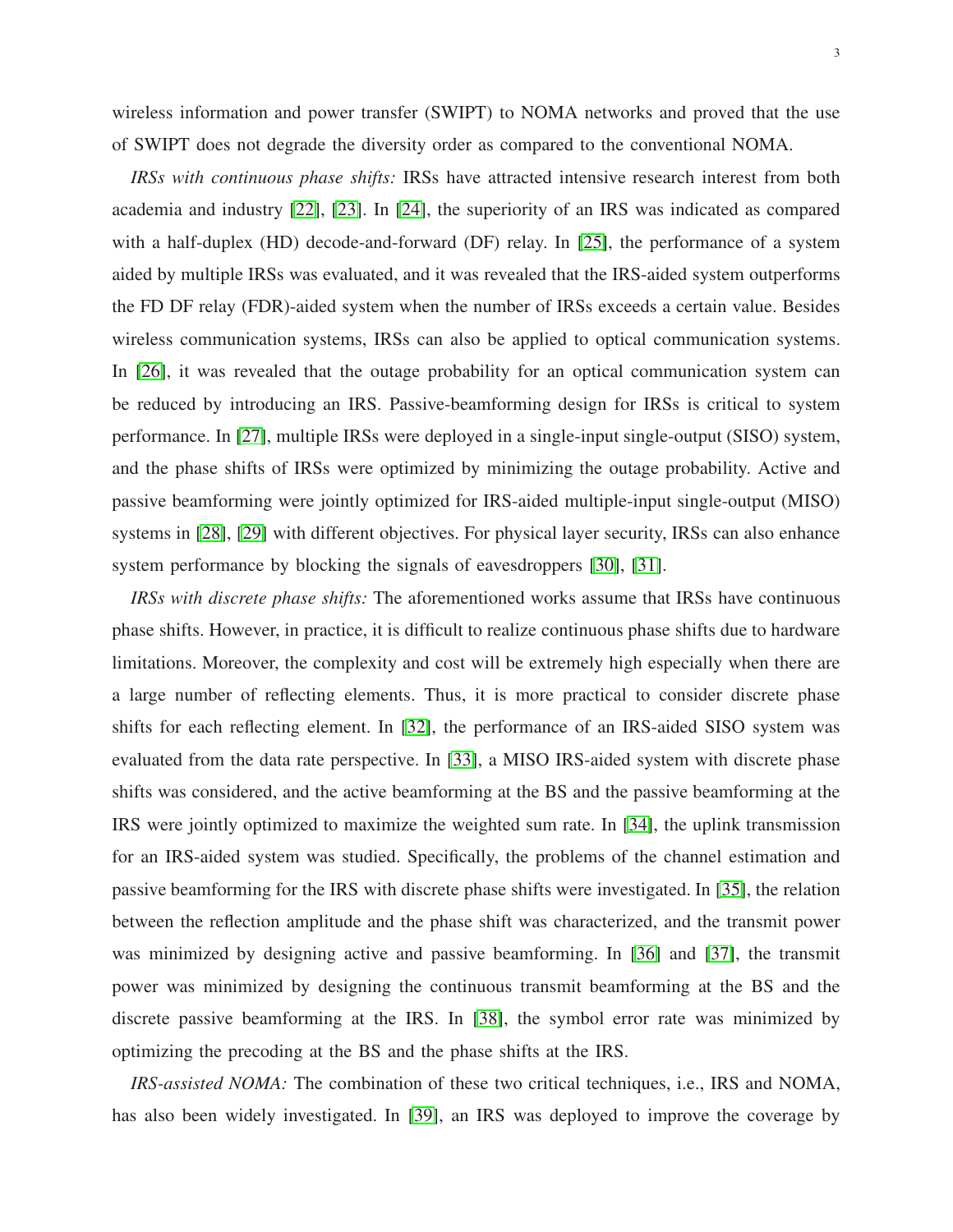wireless information and power transfer (SWIPT) to NOMA networks and proved that the use of SWIPT does not degrade the diversity order as compared to the conventional NOMA.

*IRSs with continuous phase shifts:* IRSs have attracted intensive research interest from both academia and industry [22], [23]. In [24], the superiority of an IRS was indicated as compared with a half-duplex (HD) decode-and-forward (DF) relay. In [25], the performance of a system aided by multiple IRSs was evaluated, and it was revealed that the IRS-aided system outperforms the FD DF relay (FDR)-aided system when the number of IRSs exceeds a certain value. Besides wireless communication systems, IRSs can also be applied to optical communication systems. In [26], it was revealed that the outage probability for an optical communication system can be reduced by introducing an IRS. Passive-beamforming design for IRSs is critical to system performance. In [27], multiple IRSs were deployed in a single-input single-output (SISO) system, and the phase shifts of IRSs were optimized by minimizing the outage probability. Active and passive beamforming were jointly optimized for IRS-aided multiple-input single-output (MISO) systems in [28], [29] with different objectives. For physical layer security, IRSs can also enhance system performance by blocking the signals of eavesdroppers [30], [31].

*IRSs with discrete phase shifts:* The aforementioned works assume that IRSs have continuous phase shifts. However, in practice, it is difficult to realize continuous phase shifts due to hardware limitations. Moreover, the complexity and cost will be extremely high especially when there are a large number of reflecting elements. Thus, it is more practical to consider discrete phase shifts for each reflecting element. In [32], the performance of an IRS-aided SISO system was evaluated from the data rate perspective. In [33], a MISO IRS-aided system with discrete phase shifts was considered, and the active beamforming at the BS and the passive beamforming at the IRS were jointly optimized to maximize the weighted sum rate. In [34], the uplink transmission for an IRS-aided system was studied. Specifically, the problems of the channel estimation and passive beamforming for the IRS with discrete phase shifts were investigated. In [35], the relation between the reflection amplitude and the phase shift was characterized, and the transmit power was minimized by designing active and passive beamforming. In [36] and [37], the transmit power was minimized by designing the continuous transmit beamforming at the BS and the discrete passive beamforming at the IRS. In [38], the symbol error rate was minimized by optimizing the precoding at the BS and the phase shifts at the IRS.

*IRS-assisted NOMA:* The combination of these two critical techniques, i.e., IRS and NOMA, has also been widely investigated. In [39], an IRS was deployed to improve the coverage by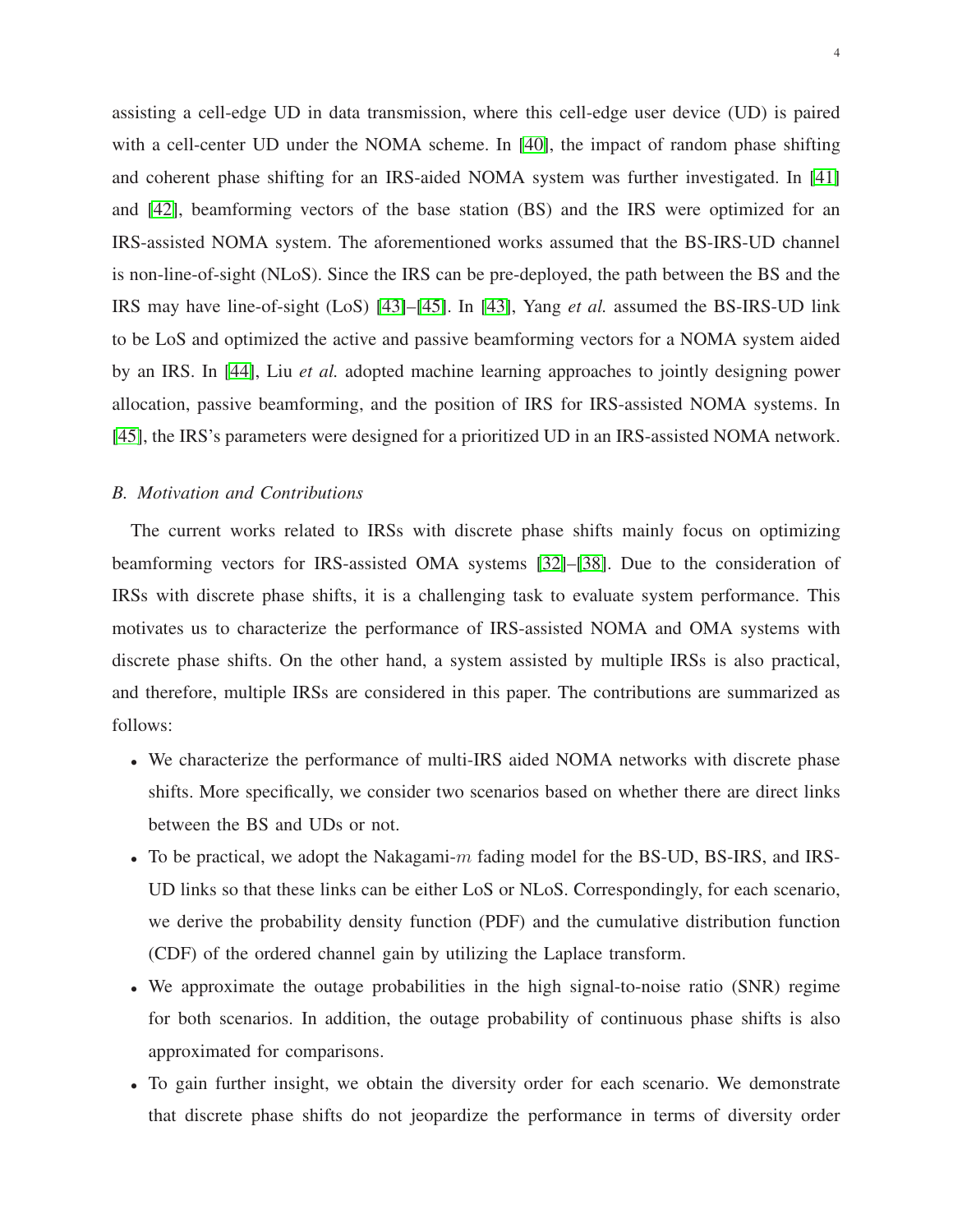assisting a cell-edge UD in data transmission, where this cell-edge user device (UD) is paired with a cell-center UD under the NOMA scheme. In [40], the impact of random phase shifting and coherent phase shifting for an IRS-aided NOMA system was further investigated. In [41] and [42], beamforming vectors of the base station (BS) and the IRS were optimized for an IRS-assisted NOMA system. The aforementioned works assumed that the BS-IRS-UD channel is non-line-of-sight (NLoS). Since the IRS can be pre-deployed, the path between the BS and the IRS may have line-of-sight (LoS) [43]–[45]. In [43], Yang *et al.* assumed the BS-IRS-UD link to be LoS and optimized the active and passive beamforming vectors for a NOMA system aided by an IRS. In [44], Liu *et al.* adopted machine learning approaches to jointly designing power allocation, passive beamforming, and the position of IRS for IRS-assisted NOMA systems. In [45], the IRS's parameters were designed for a prioritized UD in an IRS-assisted NOMA network.

### B. Motivation and Contributions

The current works related to IRSs with discrete phase shifts mainly focus on optimizing beamforming vectors for IRS-assisted OMA systems [32]–[38]. Due to the consideration of IRSs with discrete phase shifts, it is a challenging task to evaluate system performance. This motivates us to characterize the performance of IRS-assisted NOMA and OMA systems with discrete phase shifts. On the other hand, a system assisted by multiple IRSs is also practical, and therefore, multiple IRSs are considered in this paper. The contributions are summarized as follows:

- We characterize the performance of multi-IRS aided NOMA networks with discrete phase shifts. More specifically, we consider two scenarios based on whether there are direct links between the BS and UDs or not.
- To be practical, we adopt the Nakagami-$m$ fading model for the BS-UD, BS-IRS, and IRS-UD links so that these links can be either LoS or NLoS. Correspondingly, for each scenario, we derive the probability density function (PDF) and the cumulative distribution function (CDF) of the ordered channel gain by utilizing the Laplace transform.
- We approximate the outage probabilities in the high signal-to-noise ratio (SNR) regime for both scenarios. In addition, the outage probability of continuous phase shifts is also approximated for comparisons.
- To gain further insight, we obtain the diversity order for each scenario. We demonstrate that discrete phase shifts do not jeopardize the performance in terms of diversity order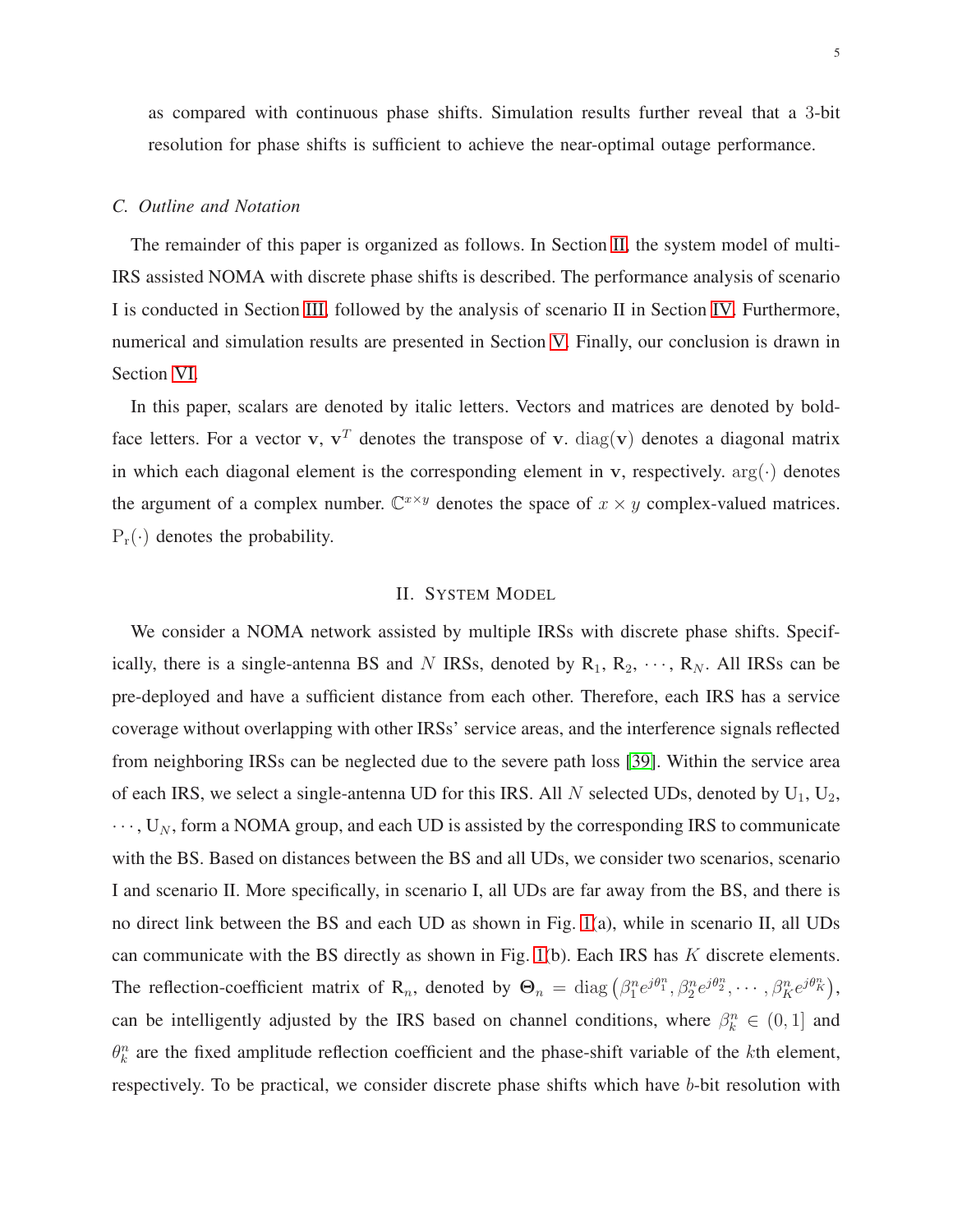as compared with continuous phase shifts. Simulation results further reveal that a 3-bit resolution for phase shifts is sufficient to achieve the near-optimal outage performance.

### *C. Outline and Notation*

The remainder of this paper is organized as follows. In Section II, the system model of multi-IRS assisted NOMA with discrete phase shifts is described. The performance analysis of scenario I is conducted in Section III, followed by the analysis of scenario II in Section IV. Furthermore, numerical and simulation results are presented in Section V. Finally, our conclusion is drawn in Section VI.

In this paper, scalars are denoted by italic letters. Vectors and matrices are denoted by bold-face letters. For a vector $\mathbf{v}$, $\mathbf{v}^T$ denotes the transpose of $\mathbf{v}$. $\mathrm{diag}(\mathbf{v})$ denotes a diagonal matrix in which each diagonal element is the corresponding element in $\mathbf{v}$, respectively. $\arg(\cdot)$ denotes the argument of a complex number. $\mathbb{C}^{x\times y}$ denotes the space of $x \times y$ complex-valued matrices. $\mathrm{P_r}(\cdot)$ denotes the probability.

## II. System Model

We consider a NOMA network assisted by multiple IRSs with discrete phase shifts. Specifically, there is a single-antenna BS and $N$ IRSs, denoted by $\mathrm{R}_1$, $\mathrm{R}_2$, $\cdots$, $\mathrm{R}_N$. All IRSs can be pre-deployed and have a sufficient distance from each other. Therefore, each IRS has a service coverage without overlapping with other IRSs' service areas, and the interference signals reflected from neighboring IRSs can be neglected due to the severe path loss [39]. Within the service area of each IRS, we select a single-antenna UD for this IRS. All $N$ selected UDs, denoted by $\mathrm{U}_1$, $\mathrm{U}_2$, $\cdots$, $\mathrm{U}_N$, form a NOMA group, and each UD is assisted by the corresponding IRS to communicate with the BS. Based on distances between the BS and all UDs, we consider two scenarios, scenario I and scenario II. More specifically, in scenario I, all UDs are far away from the BS, and there is no direct link between the BS and each UD as shown in Fig. 1(a), while in scenario II, all UDs can communicate with the BS directly as shown in Fig. 1(b). Each IRS has $K$ discrete elements. The reflection-coefficient matrix of $\mathrm{R}_n$, denoted by $\mathbf{\Theta}_n = \mathrm{diag}\left(\beta_1^n e^{j\theta_1^n}, \beta_2^n e^{j\theta_2^n}, \cdots, \beta_K^n e^{j\theta_K^n}\right)$, can be intelligently adjusted by the IRS based on channel conditions, where $\beta_k^n \in (0, 1]$ and $\theta_k^n$ are the fixed amplitude reflection coefficient and the phase-shift variable of the $k$th element, respectively. To be practical, we consider discrete phase shifts which have $b$-bit resolution with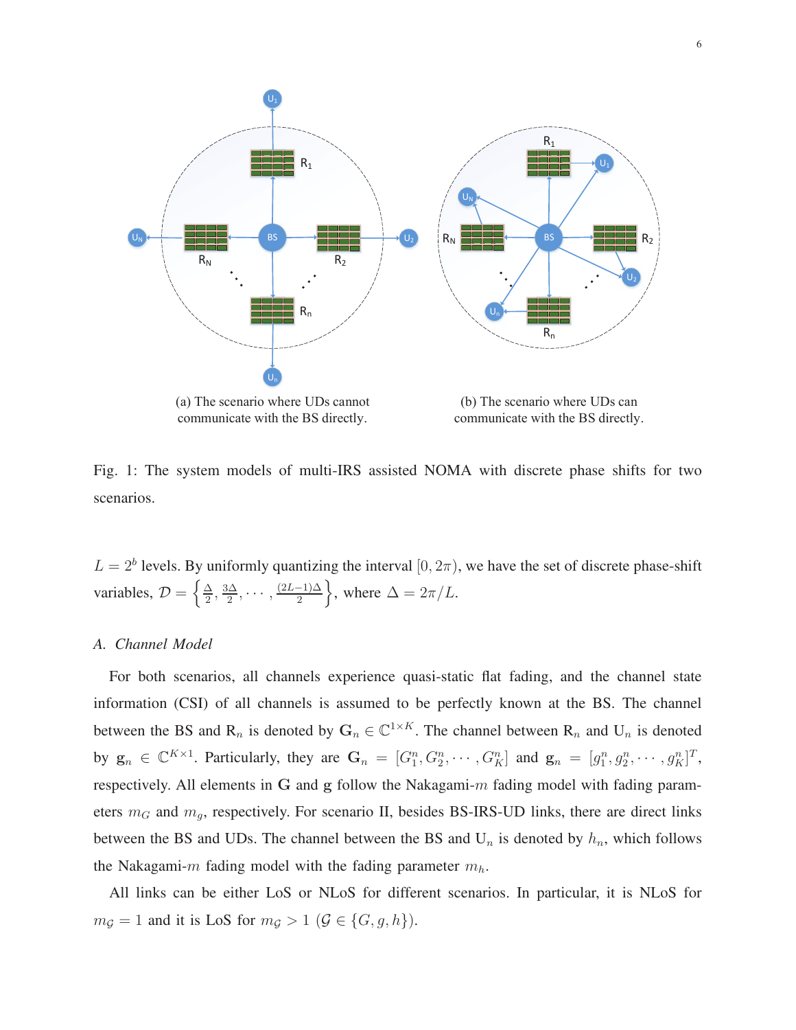(a) The scenario where UDs cannot communicate with the BS directly.

(b) The scenario where UDs can communicate with the BS directly.

Fig. 1: The system models of multi-IRS assisted NOMA with discrete phase shifts for two scenarios.

$L = 2^b$ levels. By uniformly quantizing the interval $[0, 2\pi)$, we have the set of discrete phase-shift variables, $\mathcal{D} = \left\{\frac{\Delta}{2}, \frac{3\Delta}{2}, \cdots, \frac{(2L-1)\Delta}{2}\right\}$, where $\Delta = 2\pi/L$.

### A. *Channel Model*

For both scenarios, all channels experience quasi-static flat fading, and the channel state information (CSI) of all channels is assumed to be perfectly known at the BS. The channel between the BS and $\mathrm{R}_n$ is denoted by $\mathbf{G}_n \in \mathbb{C}^{1\times K}$. The channel between $\mathrm{R}_n$ and $\mathrm{U}_n$ is denoted by $\mathbf{g}_n \in \mathbb{C}^{K\times 1}$. Particularly, they are $\mathbf{G}_n = [G_1^n, G_2^n, \cdots, G_K^n]$ and $\mathbf{g}_n = [g_1^n, g_2^n, \cdots, g_K^n]^T$, respectively. All elements in $\mathbf{G}$ and $\mathbf{g}$ follow the Nakagami-$m$ fading model with fading parameters $m_G$ and $m_g$, respectively. For scenario II, besides BS-IRS-UD links, there are direct links between the BS and UDs. The channel between the BS and $\mathrm{U}_n$ is denoted by $h_n$, which follows the Nakagami-$m$ fading model with the fading parameter $m_h$.

All links can be either LoS or NLoS for different scenarios. In particular, it is NLoS for $m_{\mathcal{G}} = 1$ and it is LoS for $m_{\mathcal{G}} > 1$ ($\mathcal{G} \in \{G, g, h\}$).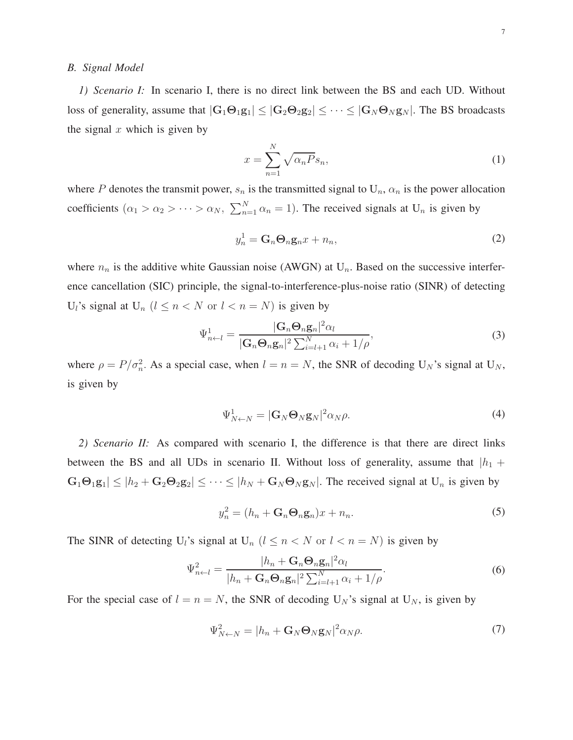### *B. Signal Model*

*1) Scenario I:* In scenario I, there is no direct link between the BS and each UD. Without loss of generality, assume that $|\mathbf{G}_1\mathbf{\Theta}_1\mathbf{g}_1| \leq |\mathbf{G}_2\mathbf{\Theta}_2\mathbf{g}_2| \leq \cdots \leq |\mathbf{G}_N\mathbf{\Theta}_N\mathbf{g}_N|$. The BS broadcasts the signal $x$ which is given by

$$x = \sum_{n=1}^{N} \sqrt{\alpha_n P} s_n, \tag{1}$$

where $P$ denotes the transmit power, $s_n$ is the transmitted signal to $\mathrm{U}_n$, $\alpha_n$ is the power allocation coefficients ($\alpha_1 > \alpha_2 > \cdots > \alpha_N,\ \sum_{n=1}^{N} \alpha_n = 1$). The received signals at $\mathrm{U}_n$ is given by

$$y_n^1 = \mathbf{G}_n\mathbf{\Theta}_n\mathbf{g}_n x + n_n, \tag{2}$$

where $n_n$ is the additive white Gaussian noise (AWGN) at $\mathrm{U}_n$. Based on the successive interference cancellation (SIC) principle, the signal-to-interference-plus-noise ratio (SINR) of detecting $\mathrm{U}_l$'s signal at $\mathrm{U}_n$ ($l \leq n < N$ or $l < n = N$) is given by

$$\Psi_{n\leftarrow l}^1 = \frac{|\mathbf{G}_n\mathbf{\Theta}_n\mathbf{g}_n|^2 \alpha_l}{|\mathbf{G}_n\mathbf{\Theta}_n\mathbf{g}_n|^2 \sum_{i=l+1}^{N} \alpha_i + 1/\rho}, \tag{3}$$

where $\rho = P/\sigma_n^2$. As a special case, when $l = n = N$, the SNR of decoding $\mathrm{U}_N$'s signal at $\mathrm{U}_N$, is given by

$$\Psi_{N\leftarrow N}^1 = |\mathbf{G}_N\mathbf{\Theta}_N\mathbf{g}_N|^2 \alpha_N \rho. \tag{4}$$

*2) Scenario II:* As compared with scenario I, the difference is that there are direct links between the BS and all UDs in scenario II. Without loss of generality, assume that $|h_1 + \mathbf{G}_1\mathbf{\Theta}_1\mathbf{g}_1| \leq |h_2 + \mathbf{G}_2\mathbf{\Theta}_2\mathbf{g}_2| \leq \cdots \leq |h_N + \mathbf{G}_N\mathbf{\Theta}_N\mathbf{g}_N|$. The received signal at $\mathrm{U}_n$ is given by

$$y_n^2 = (h_n + \mathbf{G}_n\mathbf{\Theta}_n\mathbf{g}_n)x + n_n. \tag{5}$$

The SINR of detecting $\mathrm{U}_l$'s signal at $\mathrm{U}_n$ ($l \leq n < N$ or $l < n = N$) is given by

$$\Psi_{n\leftarrow l}^2 = \frac{|h_n + \mathbf{G}_n\mathbf{\Theta}_n\mathbf{g}_n|^2 \alpha_l}{|h_n + \mathbf{G}_n\mathbf{\Theta}_n\mathbf{g}_n|^2 \sum_{i=l+1}^{N} \alpha_i + 1/\rho}. \tag{6}$$

For the special case of $l = n = N$, the SNR of decoding $\mathrm{U}_N$'s signal at $\mathrm{U}_N$, is given by

$$\Psi_{N\leftarrow N}^2 = |h_n + \mathbf{G}_N\mathbf{\Theta}_N\mathbf{g}_N|^2 \alpha_N \rho. \tag{7}$$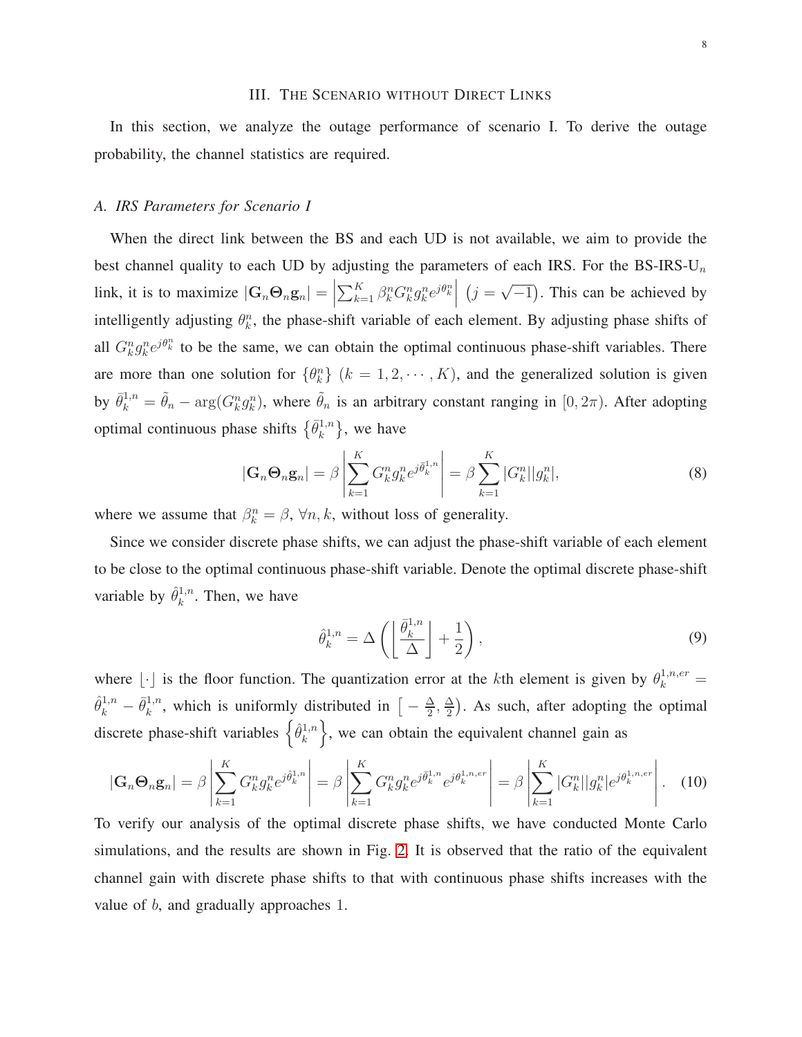## III. The Scenario without Direct Links

In this section, we analyze the outage performance of scenario I. To derive the outage probability, the channel statistics are required.

### A. IRS Parameters for Scenario I

When the direct link between the BS and each UD is not available, we aim to provide the best channel quality to each UD by adjusting the parameters of each IRS. For the BS-IRS-U$_n$ link, it is to maximize $|\mathbf{G}_n \boldsymbol{\Theta}_n \mathbf{g}_n| = \left|\sum_{k=1}^{K} \beta_k^n G_k^n g_k^n e^{j\theta_k^n}\right|$ $\left(j = \sqrt{-1}\right)$. This can be achieved by intelligently adjusting $\theta_k^n$, the phase-shift variable of each element. By adjusting phase shifts of all $G_k^n g_k^n e^{j\theta_k^n}$ to be the same, we can obtain the optimal continuous phase-shift variables. There are more than one solution for $\{\theta_k^n\}$ $(k = 1, 2, \cdots, K)$, and the generalized solution is given by $\bar{\theta}_k^{1,n} = \tilde{\theta}_n - \arg(G_k^n g_k^n)$, where $\tilde{\theta}_n$ is an arbitrary constant ranging in $[0, 2\pi)$. After adopting optimal continuous phase shifts $\{\bar{\theta}_k^{1,n}\}$, we have

$$|\mathbf{G}_n \boldsymbol{\Theta}_n \mathbf{g}_n| = \beta \left| \sum_{k=1}^{K} G_k^n g_k^n e^{j\bar{\theta}_k^{1,n}} \right| = \beta \sum_{k=1}^{K} |G_k^n||g_k^n|, \tag{8}$$

where we assume that $\beta_k^n = \beta$, $\forall n, k$, without loss of generality.

Since we consider discrete phase shifts, we can adjust the phase-shift variable of each element to be close to the optimal continuous phase-shift variable. Denote the optimal discrete phase-shift variable by $\hat{\theta}_k^{1,n}$. Then, we have

$$\hat{\theta}_k^{1,n} = \Delta \left( \left\lfloor \frac{\bar{\theta}_k^{1,n}}{\Delta} \right\rfloor + \frac{1}{2} \right), \tag{9}$$

where $\lfloor \cdot \rfloor$ is the floor function. The quantization error at the $k$th element is given by $\theta_k^{1,n,er} = \hat{\theta}_k^{1,n} - \bar{\theta}_k^{1,n}$, which is uniformly distributed in $\left[ -\frac{\Delta}{2}, \frac{\Delta}{2} \right)$. As such, after adopting the optimal discrete phase-shift variables $\left\{ \hat{\theta}_k^{1,n} \right\}$, we can obtain the equivalent channel gain as

$$|\mathbf{G}_n \boldsymbol{\Theta}_n \mathbf{g}_n| = \beta \left| \sum_{k=1}^{K} G_k^n g_k^n e^{j\hat{\theta}_k^{1,n}} \right| = \beta \left| \sum_{k=1}^{K} G_k^n g_k^n e^{j\bar{\theta}_k^{1,n}} e^{j\theta_k^{1,n,er}} \right| = \beta \left| \sum_{k=1}^{K} |G_k^n||g_k^n| e^{j\theta_k^{1,n,er}} \right|. \tag{10}$$

To verify our analysis of the optimal discrete phase shifts, we have conducted Monte Carlo simulations, and the results are shown in Fig. 2. It is observed that the ratio of the equivalent channel gain with discrete phase shifts to that with continuous phase shifts increases with the value of $b$, and gradually approaches 1.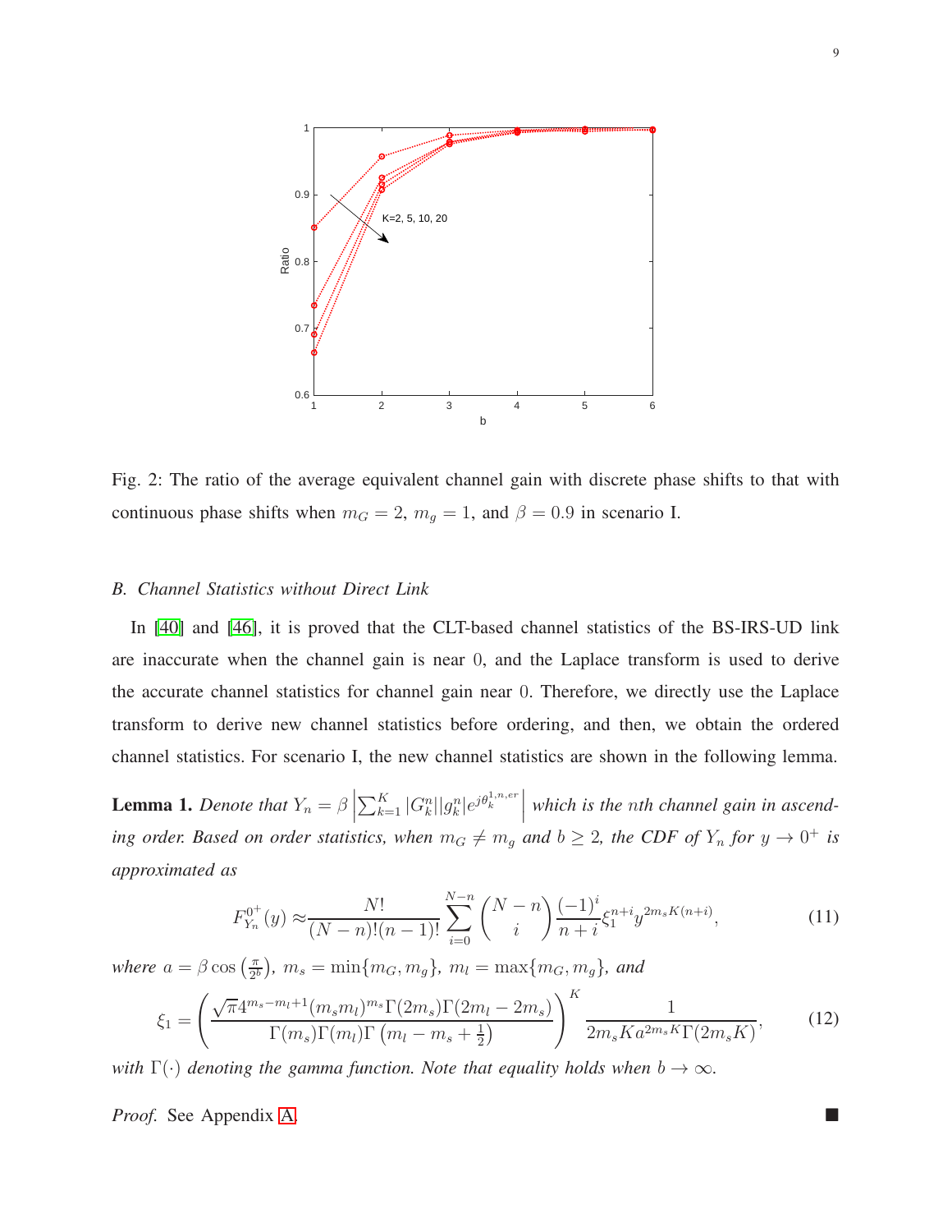Fig. 2: The ratio of the average equivalent channel gain with discrete phase shifts to that with continuous phase shifts when $m_G = 2$, $m_g = 1$, and $\beta = 0.9$ in scenario I.

### *B. Channel Statistics without Direct Link*

In [40] and [46], it is proved that the CLT-based channel statistics of the BS-IRS-UD link are inaccurate when the channel gain is near 0, and the Laplace transform is used to derive the accurate channel statistics for channel gain near 0. Therefore, we directly use the Laplace transform to derive new channel statistics before ordering, and then, we obtain the ordered channel statistics. For scenario I, the new channel statistics are shown in the following lemma.

**Lemma 1.** *Denote that $Y_n = \beta \left|\sum_{k=1}^{K} |G_k^n||g_k^n| e^{j\theta_k^{1,n,er}}\right|$ which is the $n$th channel gain in ascending order. Based on order statistics, when $m_G \neq m_g$ and $b \geq 2$, the CDF of $Y_n$ for $y \to 0^+$ is approximated as*

$$F_{Y_n}^{0^+}(y) \approx \frac{N!}{(N-n)!(n-1)!} \sum_{i=0}^{N-n} \binom{N-n}{i} \frac{(-1)^i}{n+i} \xi_1^{n+i} y^{2m_s K(n+i)}, \tag{11}$$

*where $a = \beta \cos\left(\frac{\pi}{2^b}\right)$, $m_s = \min\{m_G, m_g\}$, $m_l = \max\{m_G, m_g\}$, and*

$$\xi_1 = \left(\frac{\sqrt{\pi} 4^{m_s - m_l + 1} (m_s m_l)^{m_s} \Gamma(2m_s) \Gamma(2m_l - 2m_s)}{\Gamma(m_s)\Gamma(m_l)\Gamma\left(m_l - m_s + \frac{1}{2}\right)}\right)^K \frac{1}{2m_s K a^{2m_s K} \Gamma(2m_s K)}, \tag{12}$$

*with $\Gamma(\cdot)$ denoting the gamma function. Note that equality holds when $b \to \infty$.*

*Proof.* See Appendix A. ∎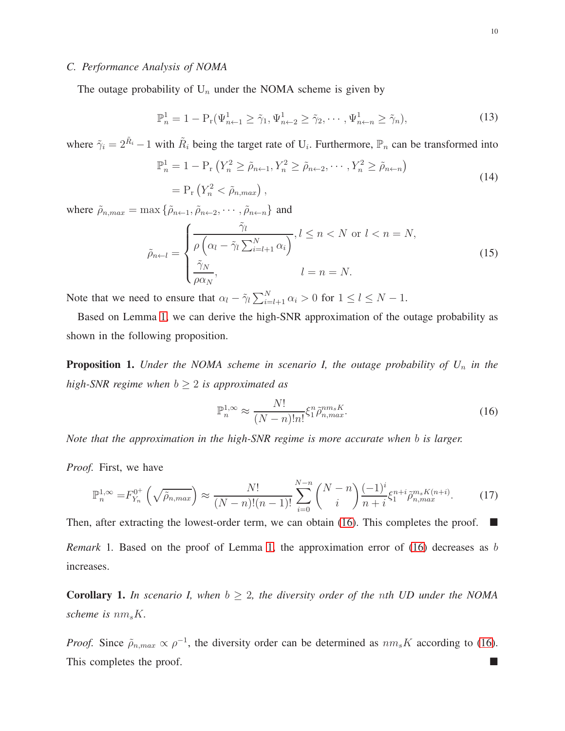### C. Performance Analysis of NOMA

The outage probability of $\mathrm{U}_n$ under the NOMA scheme is given by

$$\mathbb{P}_n^1 = 1 - \mathrm{P_r}(\Psi_{n\leftarrow 1}^1 \geq \tilde{\gamma}_1, \Psi_{n\leftarrow 2}^1 \geq \tilde{\gamma}_2, \cdots, \Psi_{n\leftarrow n}^1 \geq \tilde{\gamma}_n), \tag{13}$$

where $\tilde{\gamma}_i = 2^{\tilde{R}_i} - 1$ with $\tilde{R}_i$ being the target rate of $\mathrm{U}_i$. Furthermore, $\mathbb{P}_n$ can be transformed into

$$\begin{aligned} \mathbb{P}_n^1 &= 1 - \mathrm{P_r}\left(Y_n^2 \geq \tilde{\rho}_{n\leftarrow 1}, Y_n^2 \geq \tilde{\rho}_{n\leftarrow 2}, \cdots, Y_n^2 \geq \tilde{\rho}_{n\leftarrow n}\right) \\ &= \mathrm{P_r}\left(Y_n^2 < \tilde{\rho}_{n,max}\right), \end{aligned} \tag{14}$$

where $\tilde{\rho}_{n,max} = \max\left\{\tilde{\rho}_{n\leftarrow 1}, \tilde{\rho}_{n\leftarrow 2}, \cdots, \tilde{\rho}_{n\leftarrow n}\right\}$ and

$$\tilde{\rho}_{n\leftarrow l} = \begin{cases} \dfrac{\tilde{\gamma}_l}{\rho\left(\alpha_l - \tilde{\gamma}_l \sum_{i=l+1}^{N} \alpha_i\right)}, & l \leq n < N \text{ or } l < n = N, \\ \dfrac{\tilde{\gamma}_N}{\rho \alpha_N}, & l = n = N. \end{cases} \tag{15}$$

Note that we need to ensure that $\alpha_l - \tilde{\gamma}_l \sum_{i=l+1}^{N} \alpha_i > 0$ for $1 \leq l \leq N-1$.

Based on Lemma 1, we can derive the high-SNR approximation of the outage probability as shown in the following proposition.

**Proposition 1.** *Under the NOMA scheme in scenario I, the outage probability of $U_n$ in the high-SNR regime when $b \geq 2$ is approximated as*

$$\mathbb{P}_n^{1,\infty} \approx \frac{N!}{(N-n)!n!} \xi_1^n \tilde{\rho}_{n,max}^{n m_s K}. \tag{16}$$

*Note that the approximation in the high-SNR regime is more accurate when $b$ is larger.*

*Proof.* First, we have

$$\mathbb{P}_n^{1,\infty} = F_{Y_n}^{0^+}\left(\sqrt{\tilde{\rho}_{n,max}}\right) \approx \frac{N!}{(N-n)!(n-1)!} \sum_{i=0}^{N-n} \binom{N-n}{i} \frac{(-1)^i}{n+i} \xi_1^{n+i} \tilde{\rho}_{n,max}^{m_s K(n+i)}. \tag{17}$$

Then, after extracting the lowest-order term, we can obtain (16). This completes the proof. ∎

*Remark* 1. Based on the proof of Lemma 1, the approximation error of (16) decreases as $b$ increases.

**Corollary 1.** *In scenario I, when $b \geq 2$, the diversity order of the $n$th UD under the NOMA scheme is $n m_s K$.*

*Proof.* Since $\tilde{\rho}_{n,max} \propto \rho^{-1}$, the diversity order can be determined as $n m_s K$ according to (16). This completes the proof. ∎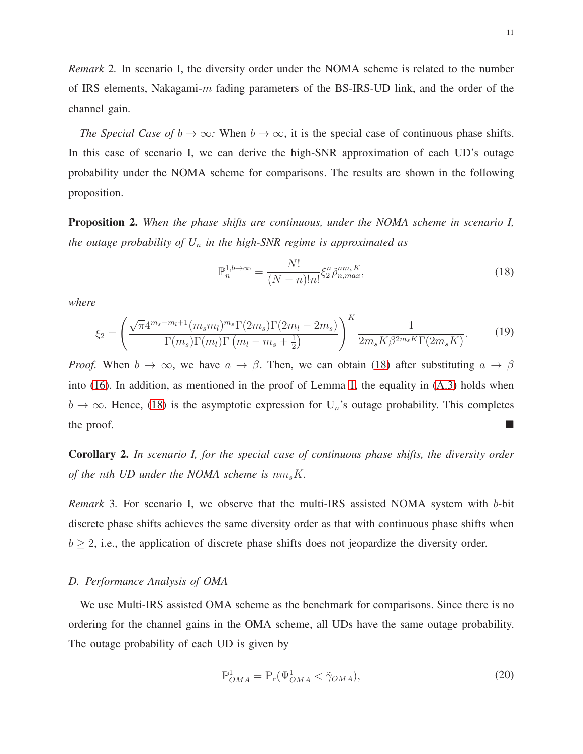*Remark* 2. In scenario I, the diversity order under the NOMA scheme is related to the number of IRS elements, Nakagami-$m$ fading parameters of the BS-IRS-UD link, and the order of the channel gain.

*The Special Case of $b \to \infty$:* When $b \to \infty$, it is the special case of continuous phase shifts. In this case of scenario I, we can derive the high-SNR approximation of each UD's outage probability under the NOMA scheme for comparisons. The results are shown in the following proposition.

**Proposition 2.** *When the phase shifts are continuous, under the NOMA scheme in scenario I, the outage probability of $U_n$ in the high-SNR regime is approximated as*

$$\mathbb{P}_n^{1,b\to\infty} = \frac{N!}{(N-n)!n!} \xi_2^n \tilde{\rho}_{n,max}^{nm_sK}, \tag{18}$$

*where*

$$\xi_2 = \left( \frac{\sqrt{\pi} 4^{m_s - m_l + 1} (m_s m_l)^{m_s} \Gamma(2m_s) \Gamma(2m_l - 2m_s)}{\Gamma(m_s)\Gamma(m_l)\Gamma\left(m_l - m_s + \frac{1}{2}\right)} \right)^K \frac{1}{2m_s K \beta^{2m_s K} \Gamma(2m_s K)}. \tag{19}$$

*Proof.* When $b \to \infty$, we have $a \to \beta$. Then, we can obtain (18) after substituting $a \to \beta$ into (16). In addition, as mentioned in the proof of Lemma 1, the equality in (A.3) holds when $b \to \infty$. Hence, (18) is the asymptotic expression for $\mathrm{U}_n$'s outage probability. This completes the proof. ■

**Corollary 2.** *In scenario I, for the special case of continuous phase shifts, the diversity order of the $n$th UD under the NOMA scheme is $nm_sK$.*

*Remark* 3. For scenario I, we observe that the multi-IRS assisted NOMA system with $b$-bit discrete phase shifts achieves the same diversity order as that with continuous phase shifts when $b \geq 2$, i.e., the application of discrete phase shifts does not jeopardize the diversity order.

### *D. Performance Analysis of OMA*

We use Multi-IRS assisted OMA scheme as the benchmark for comparisons. Since there is no ordering for the channel gains in the OMA scheme, all UDs have the same outage probability. The outage probability of each UD is given by

$$\mathbb{P}_{OMA}^1 = \mathrm{P_r}(\Psi_{OMA}^1 < \tilde{\gamma}_{OMA}), \tag{20}$$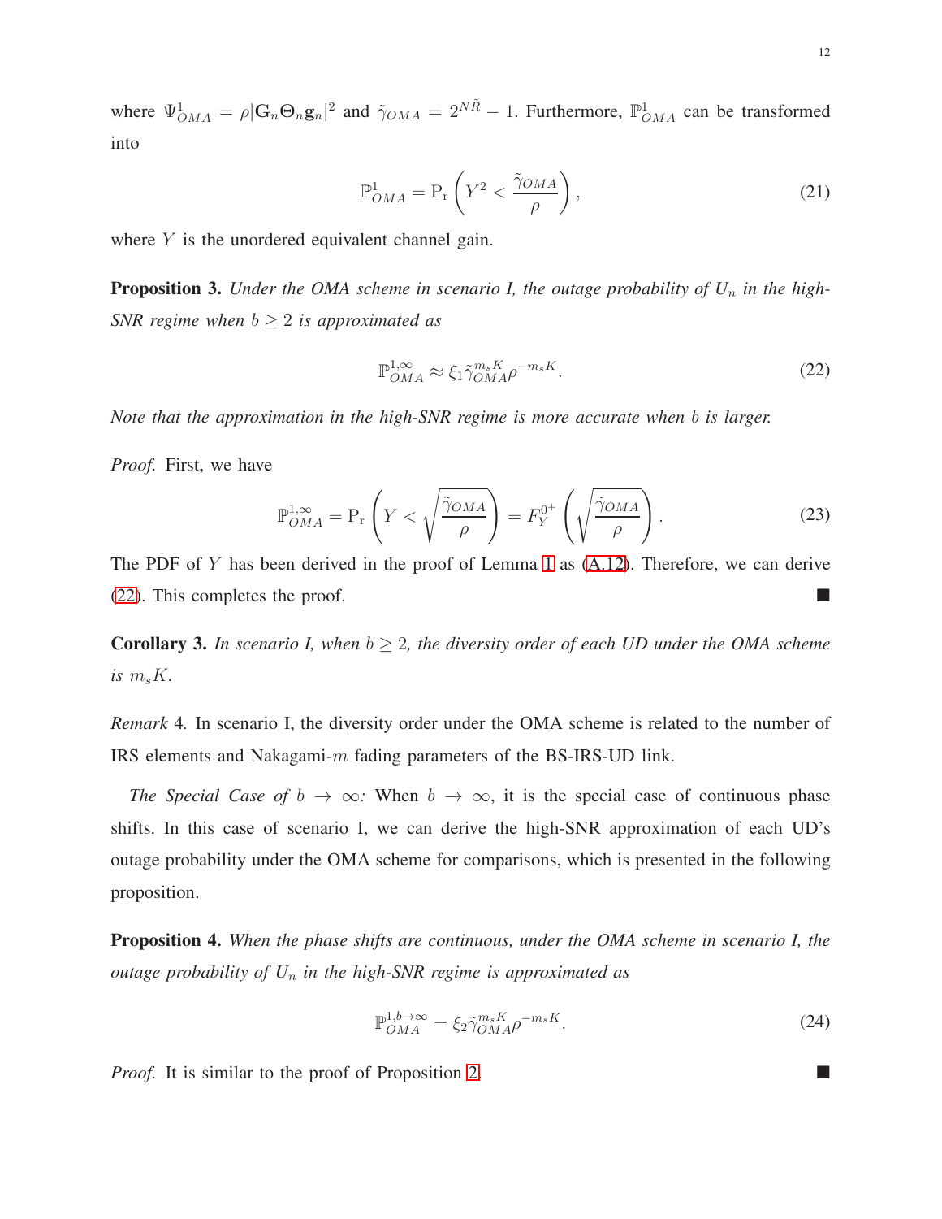where $\Psi^1_{OMA} = \rho|\mathbf{G}_n\mathbf{\Theta}_n\mathbf{g}_n|^2$ and $\tilde{\gamma}_{OMA} = 2^{N\tilde{R}} - 1$. Furthermore, $\mathbb{P}^1_{OMA}$ can be transformed into

$$\mathbb{P}^1_{OMA} = \mathrm{P_r}\left(Y^2 < \frac{\tilde{\gamma}_{OMA}}{\rho}\right), \tag{21}$$

where $Y$ is the unordered equivalent channel gain.

**Proposition 3.** *Under the OMA scheme in scenario I, the outage probability of $U_n$ in the high-SNR regime when $b \geq 2$ is approximated as*

$$\mathbb{P}^{1,\infty}_{OMA} \approx \xi_1 \tilde{\gamma}^{m_s K}_{OMA} \rho^{-m_s K}. \tag{22}$$

*Note that the approximation in the high-SNR regime is more accurate when $b$ is larger.*

*Proof.* First, we have

$$\mathbb{P}^{1,\infty}_{OMA} = \mathrm{P_r}\left(Y < \sqrt{\frac{\tilde{\gamma}_{OMA}}{\rho}}\right) = F^{0^+}_Y\left(\sqrt{\frac{\tilde{\gamma}_{OMA}}{\rho}}\right). \tag{23}$$

The PDF of $Y$ has been derived in the proof of Lemma 1 as (A.12). Therefore, we can derive (22). This completes the proof. ■

**Corollary 3.** *In scenario I, when $b \geq 2$, the diversity order of each UD under the OMA scheme is $m_s K$.*

*Remark* 4. In scenario I, the diversity order under the OMA scheme is related to the number of IRS elements and Nakagami-$m$ fading parameters of the BS-IRS-UD link.

*The Special Case of $b \to \infty$:* When $b \to \infty$, it is the special case of continuous phase shifts. In this case of scenario I, we can derive the high-SNR approximation of each UD's outage probability under the OMA scheme for comparisons, which is presented in the following proposition.

**Proposition 4.** *When the phase shifts are continuous, under the OMA scheme in scenario I, the outage probability of $U_n$ in the high-SNR regime is approximated as*

$$\mathbb{P}^{1,b\to\infty}_{OMA} = \xi_2 \tilde{\gamma}^{m_s K}_{OMA} \rho^{-m_s K}. \tag{24}$$

*Proof.* It is similar to the proof of Proposition 2. ■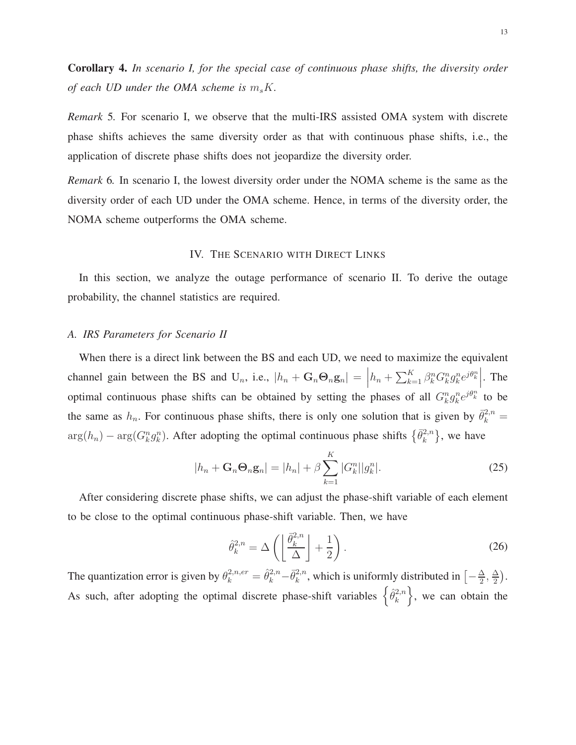**Corollary 4.** *In scenario I, for the special case of continuous phase shifts, the diversity order of each UD under the OMA scheme is $m_s K$.*

*Remark* 5*.* For scenario I, we observe that the multi-IRS assisted OMA system with discrete phase shifts achieves the same diversity order as that with continuous phase shifts, i.e., the application of discrete phase shifts does not jeopardize the diversity order.

*Remark* 6*.* In scenario I, the lowest diversity order under the NOMA scheme is the same as the diversity order of each UD under the OMA scheme. Hence, in terms of the diversity order, the NOMA scheme outperforms the OMA scheme.

## IV. The Scenario with Direct Links

In this section, we analyze the outage performance of scenario II. To derive the outage probability, the channel statistics are required.

### *A. IRS Parameters for Scenario II*

When there is a direct link between the BS and each UD, we need to maximize the equivalent channel gain between the BS and $\mathrm{U}_n$, i.e., $|h_n + \mathbf{G}_n \mathbf{\Theta}_n \mathbf{g}_n| = \left| h_n + \sum_{k=1}^{K} \beta_k^n G_k^n g_k^n e^{j\theta_k^n} \right|$. The optimal continuous phase shifts can be obtained by setting the phases of all $G_k^n g_k^n e^{j\theta_k^n}$ to be the same as $h_n$. For continuous phase shifts, there is only one solution that is given by $\bar{\theta}_k^{2,n} = \arg(h_n) - \arg(G_k^n g_k^n)$. After adopting the optimal continuous phase shifts $\{\bar{\theta}_k^{2,n}\}$, we have

$$|h_n + \mathbf{G}_n \mathbf{\Theta}_n \mathbf{g}_n| = |h_n| + \beta \sum_{k=1}^{K} |G_k^n||g_k^n|. \tag{25}$$

After considering discrete phase shifts, we can adjust the phase-shift variable of each element to be close to the optimal continuous phase-shift variable. Then, we have

$$\hat{\theta}_k^{2,n} = \Delta \left( \left\lfloor \frac{\bar{\theta}_k^{2,n}}{\Delta} \right\rfloor + \frac{1}{2} \right). \tag{26}$$

The quantization error is given by $\theta_k^{2,n,er} = \hat{\theta}_k^{2,n} - \bar{\theta}_k^{2,n}$, which is uniformly distributed in $\left[-\frac{\Delta}{2}, \frac{\Delta}{2}\right)$. As such, after adopting the optimal discrete phase-shift variables $\left\{\hat{\theta}_k^{2,n}\right\}$, we can obtain the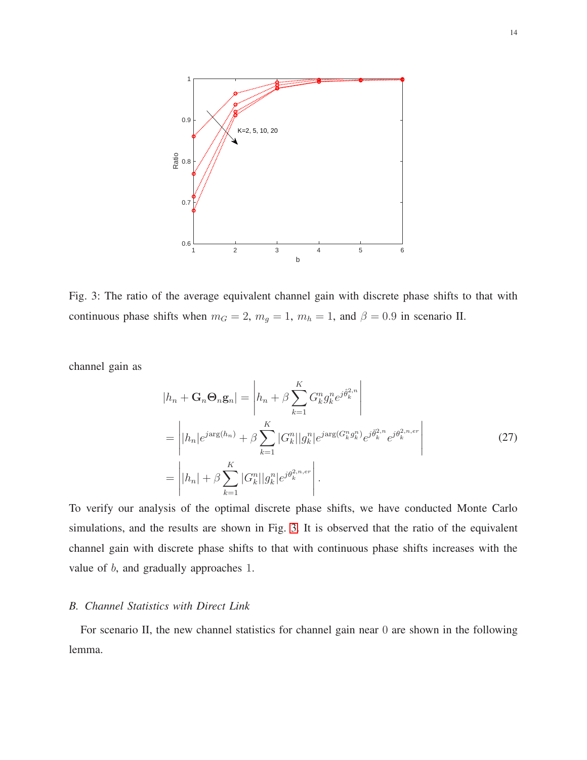Fig. 3: The ratio of the average equivalent channel gain with discrete phase shifts to that with continuous phase shifts when $m_G = 2$, $m_g = 1$, $m_h = 1$, and $\beta = 0.9$ in scenario II.

channel gain as

$$
\begin{aligned}
|h_n + \mathbf{G}_n \mathbf{\Theta}_n \mathbf{g}_n| &= \left| h_n + \beta \sum_{k=1}^{K} G_k^n g_k^n e^{j\hat{\theta}_k^{2,n}} \right| \\
&= \left| |h_n| e^{j\arg(h_n)} + \beta \sum_{k=1}^{K} |G_k^n||g_k^n| e^{j\arg(G_k^n g_k^n)} e^{j\hat{\theta}_k^{2,n}} e^{j\theta_k^{2,n,er}} \right| \\
&= \left| |h_n| + \beta \sum_{k=1}^{K} |G_k^n||g_k^n| e^{j\theta_k^{2,n,er}} \right| .
\end{aligned} \tag{27}
$$

To verify our analysis of the optimal discrete phase shifts, we have conducted Monte Carlo simulations, and the results are shown in Fig. 3. It is observed that the ratio of the equivalent channel gain with discrete phase shifts to that with continuous phase shifts increases with the value of $b$, and gradually approaches $1$.

### *B. Channel Statistics with Direct Link*

For scenario II, the new channel statistics for channel gain near $0$ are shown in the following lemma.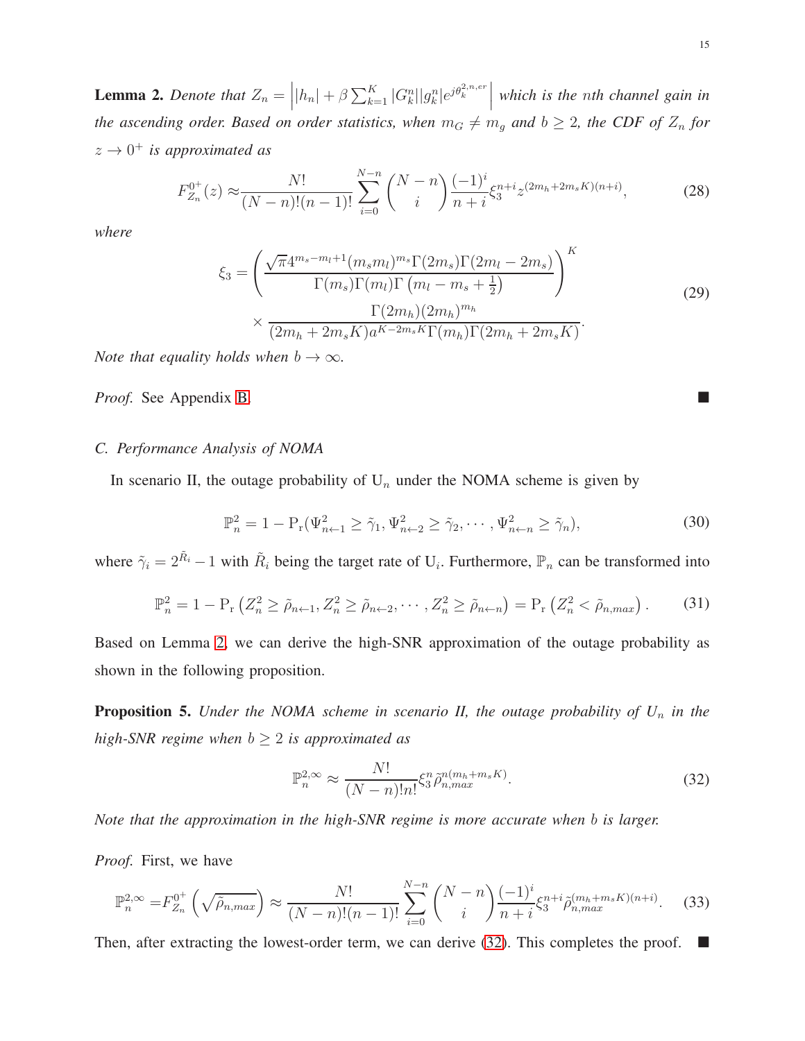**Lemma 2.** *Denote that $Z_n = \left| |h_n| + \beta \sum_{k=1}^{K} |G_k^n||g_k^n| e^{j\theta_k^{2,n,er}} \right|$ which is the $n$th channel gain in the ascending order. Based on order statistics, when $m_G \neq m_g$ and $b \geq 2$, the CDF of $Z_n$ for $z \to 0^+$ is approximated as*

$$F_{Z_n}^{0^+}(z) \approx \frac{N!}{(N-n)!(n-1)!} \sum_{i=0}^{N-n} \binom{N-n}{i} \frac{(-1)^i}{n+i} \xi_3^{n+i} z^{(2m_h+2m_sK)(n+i)}, \tag{28}$$

*where*

$$\begin{aligned} \xi_3 = & \left( \frac{\sqrt{\pi} 4^{m_s - m_l + 1} (m_s m_l)^{m_s} \Gamma(2m_s) \Gamma(2m_l - 2m_s)}{\Gamma(m_s)\Gamma(m_l)\Gamma\left(m_l - m_s + \frac{1}{2}\right)} \right)^K \\ & \times \frac{\Gamma(2m_h)(2m_h)^{m_h}}{(2m_h + 2m_sK) a^{K - 2m_sK} \Gamma(m_h) \Gamma(2m_h + 2m_sK)}. \end{aligned} \tag{29}$$

*Note that equality holds when $b \to \infty$.*

*Proof.* See Appendix B. ∎

### *C. Performance Analysis of NOMA*

In scenario II, the outage probability of $\mathrm{U}_n$ under the NOMA scheme is given by

$$\mathbb{P}_n^2 = 1 - \mathrm{P_r}(\Psi_{n\leftarrow 1}^2 \geq \tilde{\gamma}_1, \Psi_{n\leftarrow 2}^2 \geq \tilde{\gamma}_2, \cdots, \Psi_{n\leftarrow n}^2 \geq \tilde{\gamma}_n), \tag{30}$$

where $\tilde{\gamma}_i = 2^{\tilde{R}_i} - 1$ with $\tilde{R}_i$ being the target rate of $\mathrm{U}_i$. Furthermore, $\mathbb{P}_n$ can be transformed into

$$\mathbb{P}_n^2 = 1 - \mathrm{P_r}\left(Z_n^2 \geq \tilde{\rho}_{n\leftarrow 1}, Z_n^2 \geq \tilde{\rho}_{n\leftarrow 2}, \cdots, Z_n^2 \geq \tilde{\rho}_{n\leftarrow n}\right) = \mathrm{P_r}\left(Z_n^2 < \tilde{\rho}_{n,max}\right). \tag{31}$$

Based on Lemma 2, we can derive the high-SNR approximation of the outage probability as shown in the following proposition.

**Proposition 5.** *Under the NOMA scheme in scenario II, the outage probability of $U_n$ in the high-SNR regime when $b \geq 2$ is approximated as*

$$\mathbb{P}_n^{2,\infty} \approx \frac{N!}{(N-n)!n!} \xi_3^n \tilde{\rho}_{n,max}^{n(m_h + m_sK)}. \tag{32}$$

*Note that the approximation in the high-SNR regime is more accurate when $b$ is larger.*

*Proof.* First, we have

$$\mathbb{P}_n^{2,\infty} = F_{Z_n}^{0^+}\left(\sqrt{\tilde{\rho}_{n,max}}\right) \approx \frac{N!}{(N-n)!(n-1)!} \sum_{i=0}^{N-n} \binom{N-n}{i} \frac{(-1)^i}{n+i} \xi_3^{n+i} \tilde{\rho}_{n,max}^{(m_h+m_sK)(n+i)}. \tag{33}$$

Then, after extracting the lowest-order term, we can derive (32). This completes the proof. ∎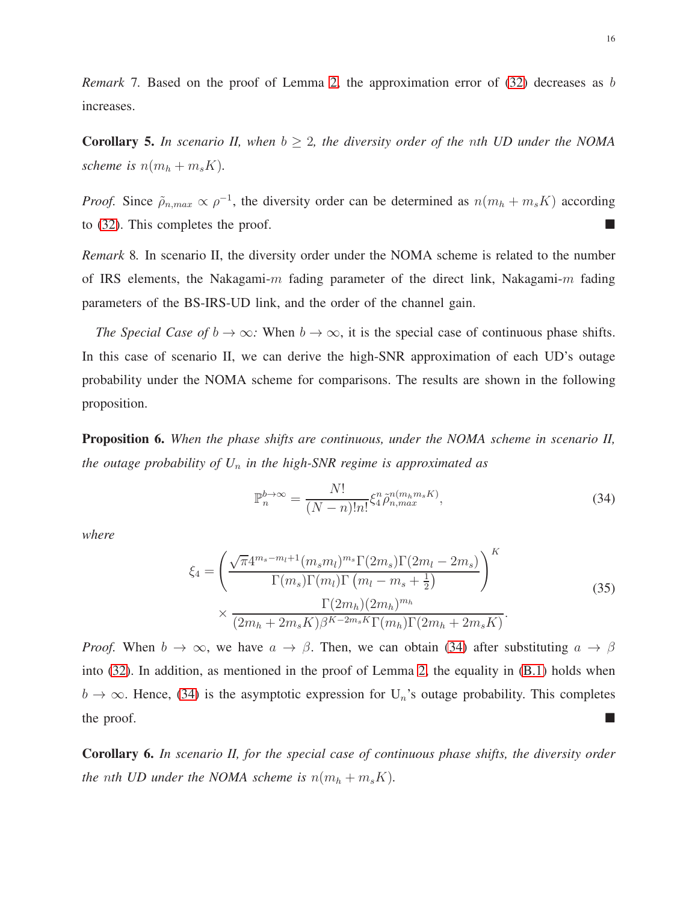*Remark* 7. Based on the proof of Lemma 2, the approximation error of (32) decreases as $b$ increases.

**Corollary 5.** *In scenario II, when $b \geq 2$, the diversity order of the nth UD under the NOMA scheme is $n(m_h + m_s K)$.*

*Proof.* Since $\tilde{\rho}_{n,max} \propto \rho^{-1}$, the diversity order can be determined as $n(m_h + m_s K)$ according to (32). This completes the proof. ■

*Remark* 8. In scenario II, the diversity order under the NOMA scheme is related to the number of IRS elements, the Nakagami-$m$ fading parameter of the direct link, Nakagami-$m$ fading parameters of the BS-IRS-UD link, and the order of the channel gain.

*The Special Case of $b \to \infty$:* When $b \to \infty$, it is the special case of continuous phase shifts. In this case of scenario II, we can derive the high-SNR approximation of each UD's outage probability under the NOMA scheme for comparisons. The results are shown in the following proposition.

**Proposition 6.** *When the phase shifts are continuous, under the NOMA scheme in scenario II, the outage probability of $U_n$ in the high-SNR regime is approximated as*

$$\mathbb{P}_n^{b \to \infty} = \frac{N!}{(N-n)!n!} \xi_4^n \tilde{\rho}_{n,max}^{n(m_h m_s K)}, \tag{34}$$

*where*

$$\xi_4 = \left( \frac{\sqrt{\pi} 4^{m_s - m_l + 1} (m_s m_l)^{m_s} \Gamma(2m_s) \Gamma(2m_l - 2m_s)}{\Gamma(m_s) \Gamma(m_l) \Gamma\left(m_l - m_s + \frac{1}{2}\right)} \right)^K \times \frac{\Gamma(2m_h)(2m_h)^{m_h}}{(2m_h + 2m_s K) \beta^{K - 2m_s K} \Gamma(m_h) \Gamma(2m_h + 2m_s K)}. \tag{35}$$

*Proof.* When $b \to \infty$, we have $a \to \beta$. Then, we can obtain (34) after substituting $a \to \beta$ into (32). In addition, as mentioned in the proof of Lemma 2, the equality in (B.1) holds when $b \to \infty$. Hence, (34) is the asymptotic expression for $\mathrm{U}_n$'s outage probability. This completes the proof. ■

**Corollary 6.** *In scenario II, for the special case of continuous phase shifts, the diversity order the nth UD under the NOMA scheme is $n(m_h + m_s K)$.*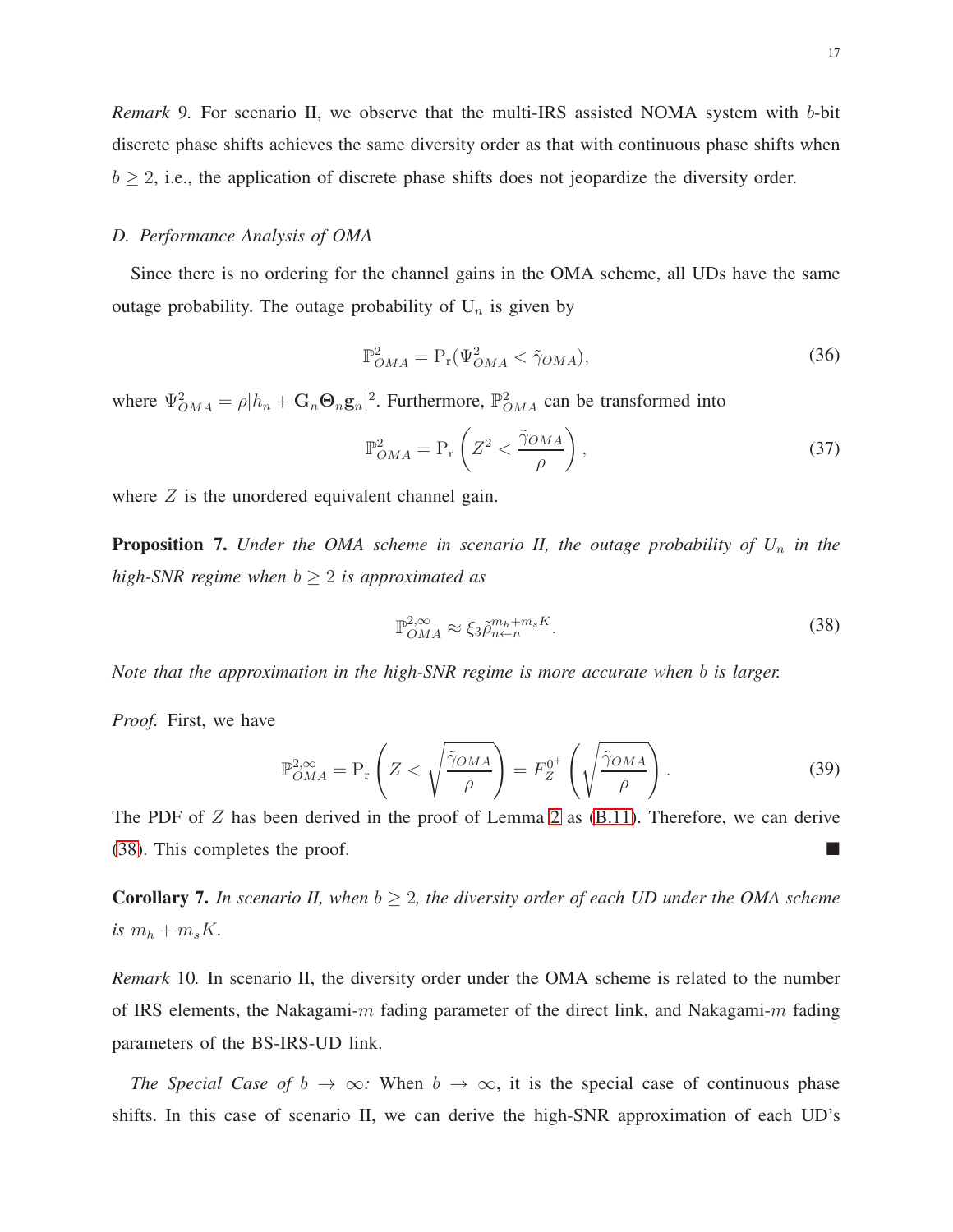*Remark* 9. For scenario II, we observe that the multi-IRS assisted NOMA system with $b$-bit discrete phase shifts achieves the same diversity order as that with continuous phase shifts when $b \geq 2$, i.e., the application of discrete phase shifts does not jeopardize the diversity order.

### *D. Performance Analysis of OMA*

Since there is no ordering for the channel gains in the OMA scheme, all UDs have the same outage probability. The outage probability of $\mathrm{U}_n$ is given by

$$\mathbb{P}_{OMA}^{2} = \mathrm{P_r}(\Psi_{OMA}^{2} < \tilde{\gamma}_{OMA}), \tag{36}$$

where $\Psi_{OMA}^{2} = \rho|h_n + \mathbf{G}_n \mathbf{\Theta}_n \mathbf{g}_n|^2$. Furthermore, $\mathbb{P}_{OMA}^{2}$ can be transformed into

$$\mathbb{P}_{OMA}^{2} = \mathrm{P_r}\left(Z^2 < \frac{\tilde{\gamma}_{OMA}}{\rho}\right), \tag{37}$$

where $Z$ is the unordered equivalent channel gain.

**Proposition 7.** *Under the OMA scheme in scenario II, the outage probability of $U_n$ in the high-SNR regime when $b \geq 2$ is approximated as*

$$\mathbb{P}_{OMA}^{2,\infty} \approx \xi_3 \tilde{\rho}_{n \leftarrow n}^{m_h + m_s K}. \tag{38}$$

*Note that the approximation in the high-SNR regime is more accurate when $b$ is larger.*

*Proof.* First, we have

$$\mathbb{P}_{OMA}^{2,\infty} = \mathrm{P_r}\left(Z < \sqrt{\frac{\tilde{\gamma}_{OMA}}{\rho}}\right) = F_Z^{0^+}\left(\sqrt{\frac{\tilde{\gamma}_{OMA}}{\rho}}\right). \tag{39}$$

The PDF of $Z$ has been derived in the proof of Lemma 2 as (B.11). Therefore, we can derive (38). This completes the proof. ■

**Corollary 7.** *In scenario II, when $b \geq 2$, the diversity order of each UD under the OMA scheme is $m_h + m_s K$.*

*Remark* 10. In scenario II, the diversity order under the OMA scheme is related to the number of IRS elements, the Nakagami-$m$ fading parameter of the direct link, and Nakagami-$m$ fading parameters of the BS-IRS-UD link.

*The Special Case of $b \to \infty$:* When $b \to \infty$, it is the special case of continuous phase shifts. In this case of scenario II, we can derive the high-SNR approximation of each UD's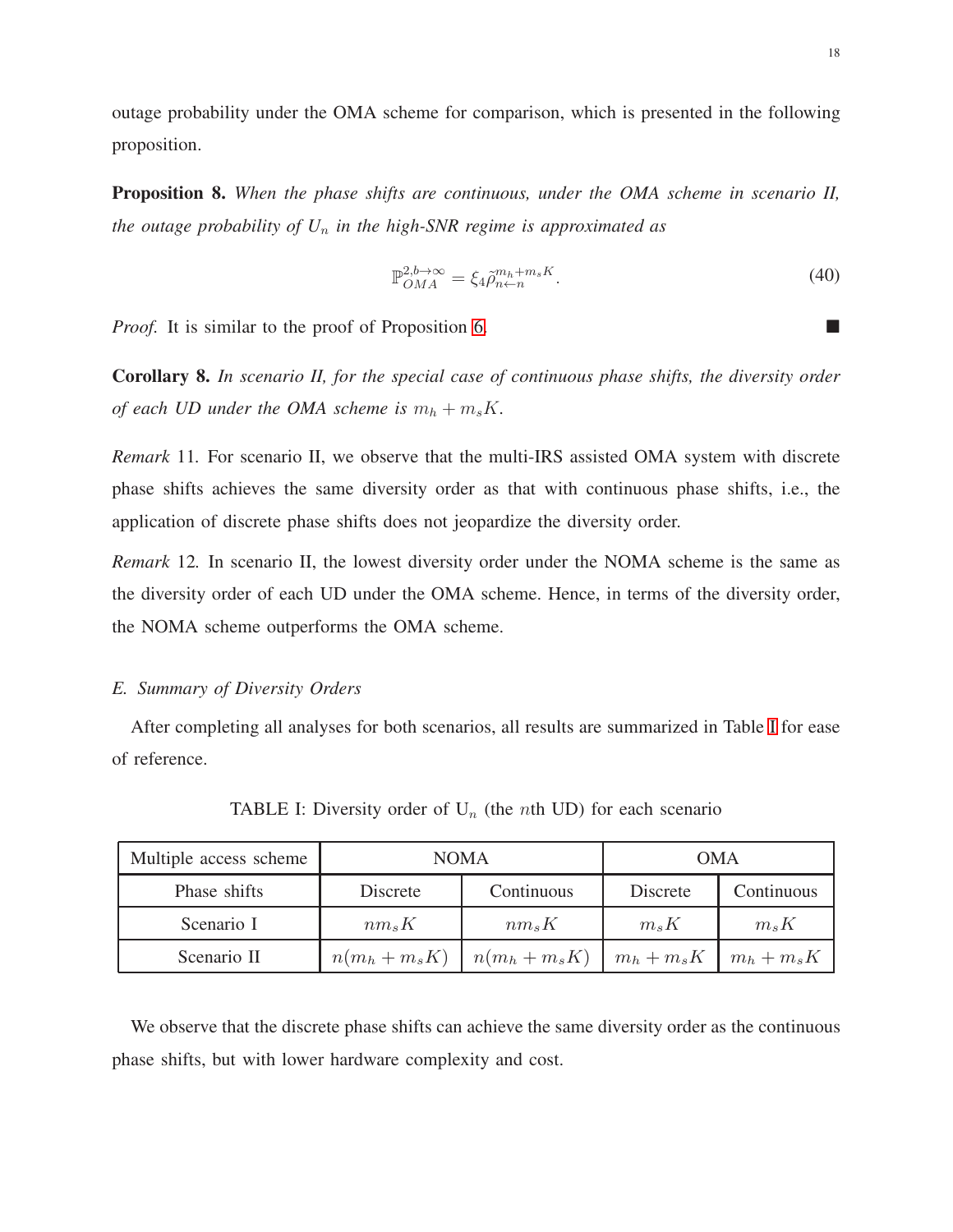outage probability under the OMA scheme for comparison, which is presented in the following proposition.

**Proposition 8.** *When the phase shifts are continuous, under the OMA scheme in scenario II, the outage probability of $U_n$ in the high-SNR regime is approximated as*

$$\mathbb{P}_{OMA}^{2,b\to\infty} = \xi_4 \tilde{\rho}_{n\leftarrow n}^{m_h+m_sK}. \tag{40}$$

*Proof.* It is similar to the proof of Proposition 6. ■

**Corollary 8.** *In scenario II, for the special case of continuous phase shifts, the diversity order of each UD under the OMA scheme is $m_h + m_sK$.*

*Remark* 11. For scenario II, we observe that the multi-IRS assisted OMA system with discrete phase shifts achieves the same diversity order as that with continuous phase shifts, i.e., the application of discrete phase shifts does not jeopardize the diversity order.

*Remark* 12. In scenario II, the lowest diversity order under the NOMA scheme is the same as the diversity order of each UD under the OMA scheme. Hence, in terms of the diversity order, the NOMA scheme outperforms the OMA scheme.

### *E. Summary of Diversity Orders*

After completing all analyses for both scenarios, all results are summarized in Table I for ease of reference.

TABLE I: Diversity order of $\mathrm{U}_n$ (the $n$th UD) for each scenario

| Multiple access scheme | NOMA | | OMA | |
|---|---|---|---|---|
| Phase shifts | Discrete | Continuous | Discrete | Continuous |
| Scenario I | $nm_sK$ | $nm_sK$ | $m_sK$ | $m_sK$ |
| Scenario II | $n(m_h+m_sK)$ | $n(m_h+m_sK)$ | $m_h+m_sK$ | $m_h+m_sK$ |

We observe that the discrete phase shifts can achieve the same diversity order as the continuous phase shifts, but with lower hardware complexity and cost.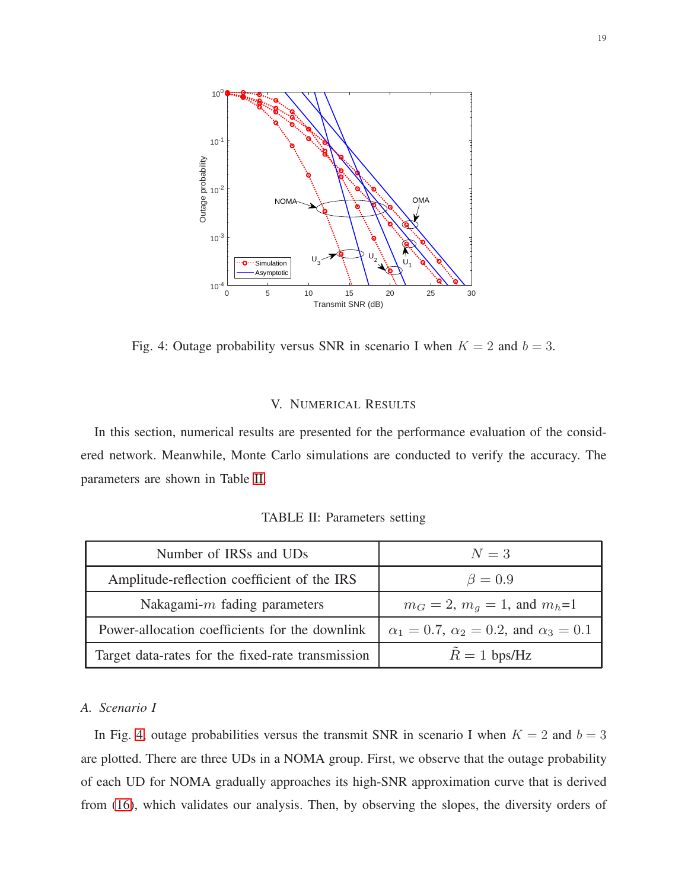Fig. 4: Outage probability versus SNR in scenario I when $K = 2$ and $b = 3$.

## V. Numerical Results

In this section, numerical results are presented for the performance evaluation of the considered network. Meanwhile, Monte Carlo simulations are conducted to verify the accuracy. The parameters are shown in Table II.

TABLE II: Parameters setting

| | |
|---|---|
| Number of IRSs and UDs | $N = 3$ |
| Amplitude-reflection coefficient of the IRS | $\beta = 0.9$ |
| Nakagami-$m$ fading parameters | $m_G = 2$, $m_g = 1$, and $m_h$=1 |
| Power-allocation coefficients for the downlink | $\alpha_1 = 0.7$, $\alpha_2 = 0.2$, and $\alpha_3 = 0.1$ |
| Target data-rates for the fixed-rate transmission | $\tilde{R} = 1$ bps/Hz |

### A. Scenario I

In Fig. 4, outage probabilities versus the transmit SNR in scenario I when $K = 2$ and $b = 3$ are plotted. There are three UDs in a NOMA group. First, we observe that the outage probability of each UD for NOMA gradually approaches its high-SNR approximation curve that is derived from (16), which validates our analysis. Then, by observing the slopes, the diversity orders of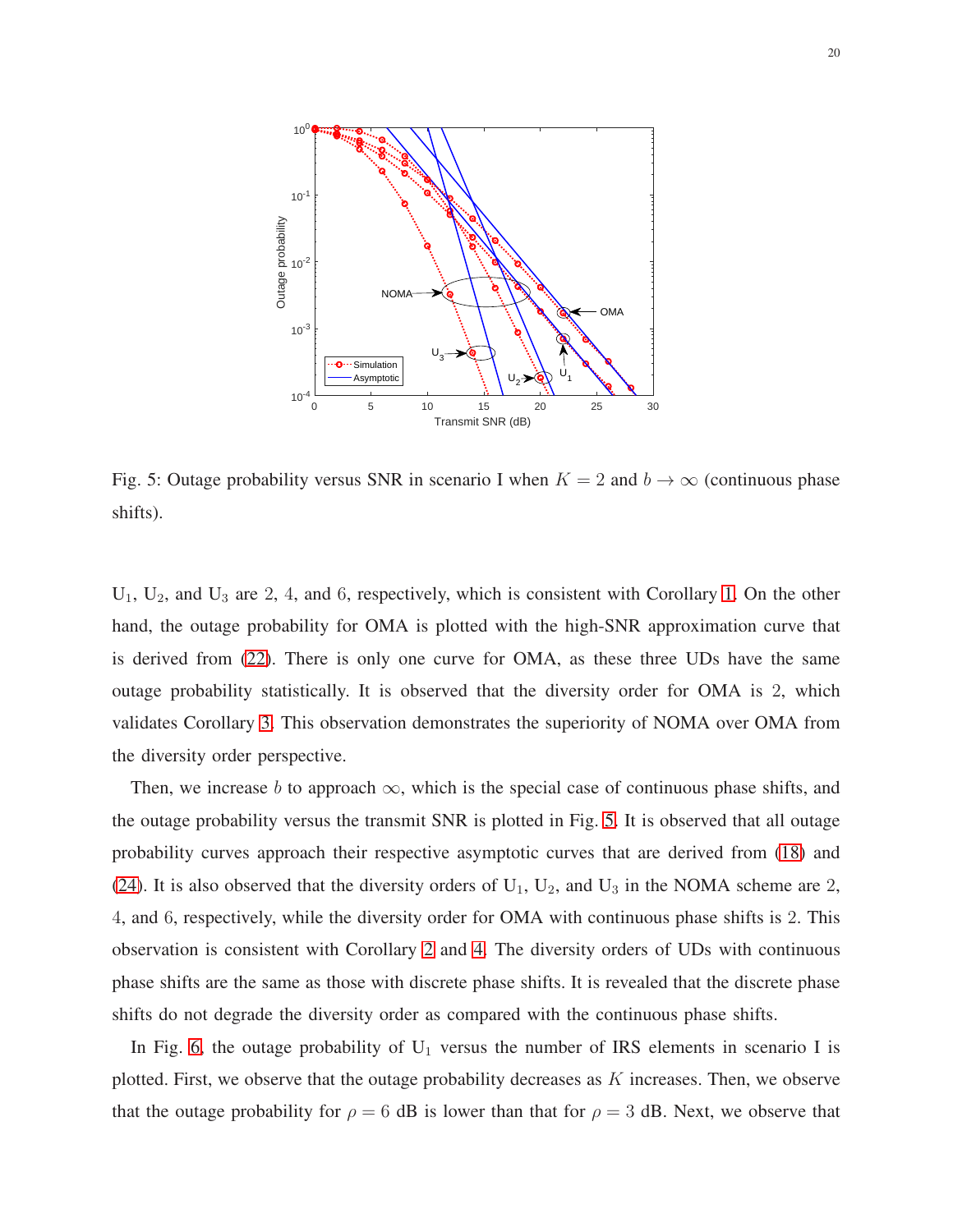Fig. 5: Outage probability versus SNR in scenario I when $K = 2$ and $b \to \infty$ (continuous phase shifts).

$\mathrm{U}_1$, $\mathrm{U}_2$, and $\mathrm{U}_3$ are 2, 4, and 6, respectively, which is consistent with Corollary 1. On the other hand, the outage probability for OMA is plotted with the high-SNR approximation curve that is derived from (22). There is only one curve for OMA, as these three UDs have the same outage probability statistically. It is observed that the diversity order for OMA is 2, which validates Corollary 3. This observation demonstrates the superiority of NOMA over OMA from the diversity order perspective.

Then, we increase $b$ to approach $\infty$, which is the special case of continuous phase shifts, and the outage probability versus the transmit SNR is plotted in Fig. 5. It is observed that all outage probability curves approach their respective asymptotic curves that are derived from (18) and (24). It is also observed that the diversity orders of $\mathrm{U}_1$, $\mathrm{U}_2$, and $\mathrm{U}_3$ in the NOMA scheme are 2, 4, and 6, respectively, while the diversity order for OMA with continuous phase shifts is 2. This observation is consistent with Corollary 2 and 4. The diversity orders of UDs with continuous phase shifts are the same as those with discrete phase shifts. It is revealed that the discrete phase shifts do not degrade the diversity order as compared with the continuous phase shifts.

In Fig. 6, the outage probability of $\mathrm{U}_1$ versus the number of IRS elements in scenario I is plotted. First, we observe that the outage probability decreases as $K$ increases. Then, we observe that the outage probability for $\rho = 6$ dB is lower than that for $\rho = 3$ dB. Next, we observe that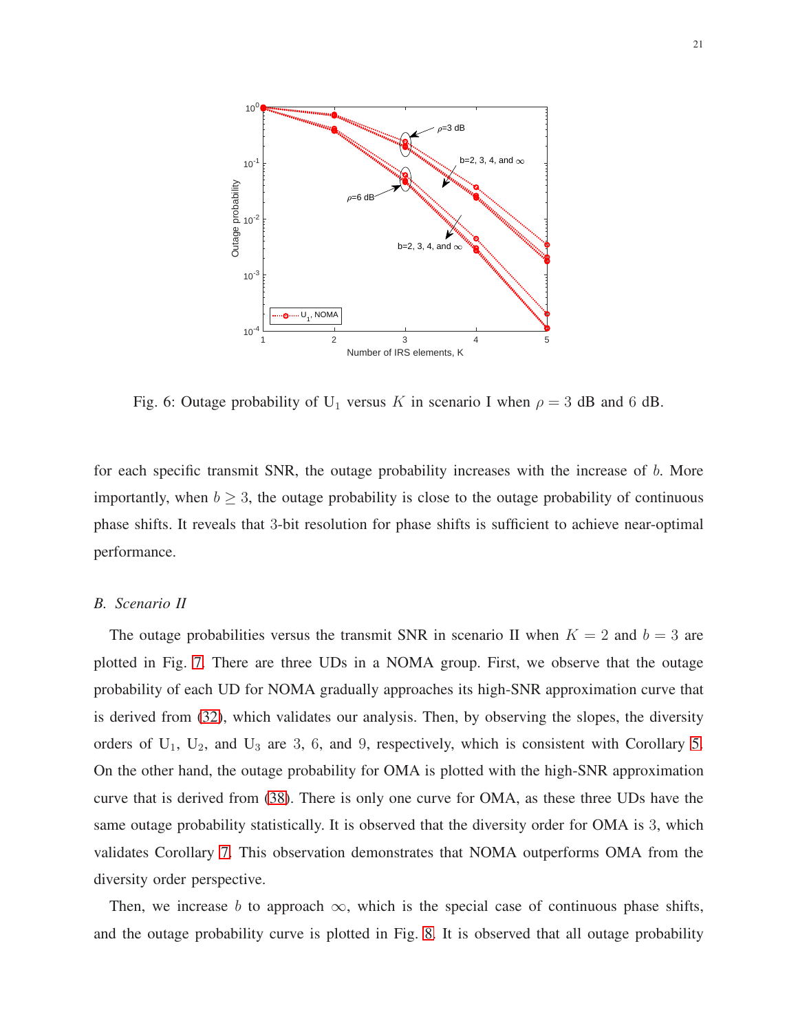Fig. 6: Outage probability of $\mathrm{U}_1$ versus $K$ in scenario I when $\rho = 3$ dB and $6$ dB.

for each specific transmit SNR, the outage probability increases with the increase of $b$. More importantly, when $b \geq 3$, the outage probability is close to the outage probability of continuous phase shifts. It reveals that 3-bit resolution for phase shifts is sufficient to achieve near-optimal performance.

### *B. Scenario II*

The outage probabilities versus the transmit SNR in scenario II when $K = 2$ and $b = 3$ are plotted in Fig. 7. There are three UDs in a NOMA group. First, we observe that the outage probability of each UD for NOMA gradually approaches its high-SNR approximation curve that is derived from (32), which validates our analysis. Then, by observing the slopes, the diversity orders of $\mathrm{U}_1$, $\mathrm{U}_2$, and $\mathrm{U}_3$ are 3, 6, and 9, respectively, which is consistent with Corollary 5. On the other hand, the outage probability for OMA is plotted with the high-SNR approximation curve that is derived from (38). There is only one curve for OMA, as these three UDs have the same outage probability statistically. It is observed that the diversity order for OMA is 3, which validates Corollary 7. This observation demonstrates that NOMA outperforms OMA from the diversity order perspective.

Then, we increase $b$ to approach $\infty$, which is the special case of continuous phase shifts, and the outage probability curve is plotted in Fig. 8. It is observed that all outage probability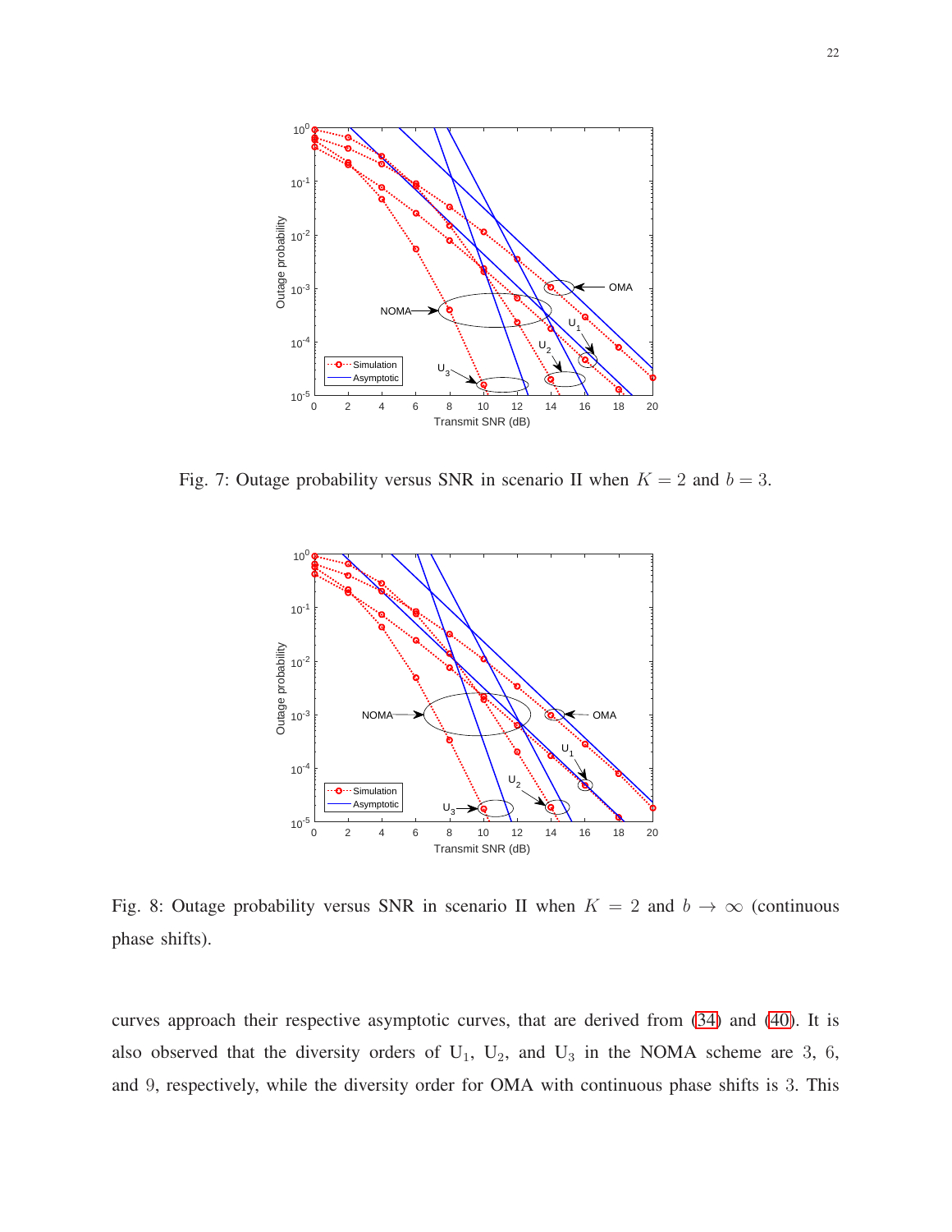Fig. 7: Outage probability versus SNR in scenario II when $K = 2$ and $b = 3$.

Fig. 8: Outage probability versus SNR in scenario II when $K = 2$ and $b \to \infty$ (continuous phase shifts).

curves approach their respective asymptotic curves, that are derived from (34) and (40). It is also observed that the diversity orders of $\mathrm{U}_1$, $\mathrm{U}_2$, and $\mathrm{U}_3$ in the NOMA scheme are 3, 6, and 9, respectively, while the diversity order for OMA with continuous phase shifts is 3. This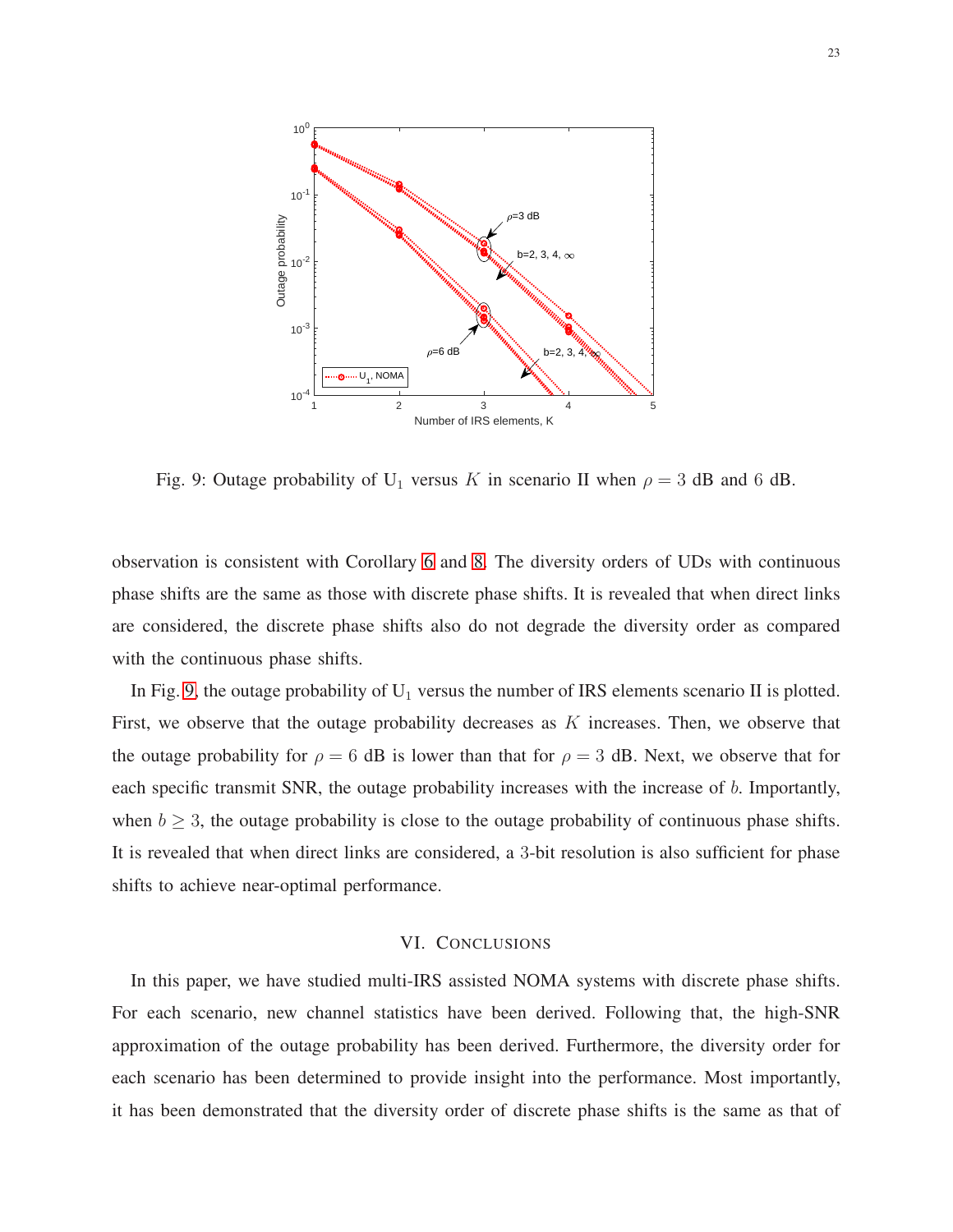Fig. 9: Outage probability of $\mathrm{U}_1$ versus $K$ in scenario II when $\rho = 3$ dB and $6$ dB.

observation is consistent with Corollary 6 and 8. The diversity orders of UDs with continuous phase shifts are the same as those with discrete phase shifts. It is revealed that when direct links are considered, the discrete phase shifts also do not degrade the diversity order as compared with the continuous phase shifts.

In Fig. 9, the outage probability of $\mathrm{U}_1$ versus the number of IRS elements scenario II is plotted. First, we observe that the outage probability decreases as $K$ increases. Then, we observe that the outage probability for $\rho = 6$ dB is lower than that for $\rho = 3$ dB. Next, we observe that for each specific transmit SNR, the outage probability increases with the increase of $b$. Importantly, when $b \geq 3$, the outage probability is close to the outage probability of continuous phase shifts. It is revealed that when direct links are considered, a $3$-bit resolution is also sufficient for phase shifts to achieve near-optimal performance.

## VI. Conclusions

In this paper, we have studied multi-IRS assisted NOMA systems with discrete phase shifts. For each scenario, new channel statistics have been derived. Following that, the high-SNR approximation of the outage probability has been derived. Furthermore, the diversity order for each scenario has been determined to provide insight into the performance. Most importantly, it has been demonstrated that the diversity order of discrete phase shifts is the same as that of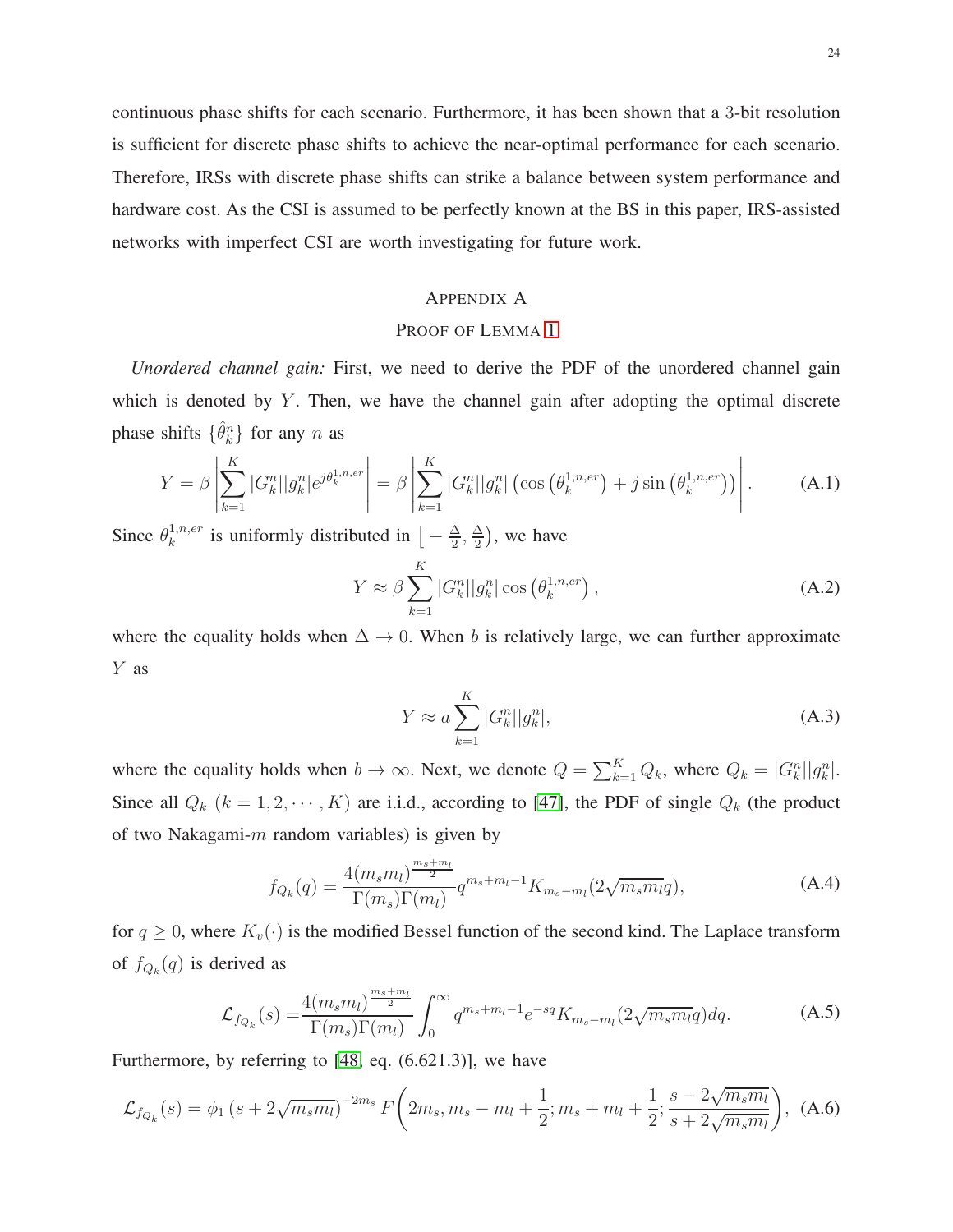continuous phase shifts for each scenario. Furthermore, it has been shown that a 3-bit resolution is sufficient for discrete phase shifts to achieve the near-optimal performance for each scenario. Therefore, IRSs with discrete phase shifts can strike a balance between system performance and hardware cost. As the CSI is assumed to be perfectly known at the BS in this paper, IRS-assisted networks with imperfect CSI are worth investigating for future work.

## Appendix A
## Proof of Lemma 1

*Unordered channel gain:* First, we need to derive the PDF of the unordered channel gain which is denoted by $Y$. Then, we have the channel gain after adopting the optimal discrete phase shifts $\{\hat{\theta}_k^n\}$ for any $n$ as

$$Y = \beta \left| \sum_{k=1}^{K} |G_k^n||g_k^n| e^{j\theta_k^{1,n,er}} \right| = \beta \left| \sum_{k=1}^{K} |G_k^n||g_k^n| \left( \cos\left(\theta_k^{1,n,er}\right) + j \sin\left(\theta_k^{1,n,er}\right) \right) \right|. \tag{A.1}$$

Since $\theta_k^{1,n,er}$ is uniformly distributed in $\big[-\frac{\Delta}{2}, \frac{\Delta}{2}\big)$, we have

$$Y \approx \beta \sum_{k=1}^{K} |G_k^n||g_k^n| \cos\left(\theta_k^{1,n,er}\right), \tag{A.2}$$

where the equality holds when $\Delta \to 0$. When $b$ is relatively large, we can further approximate $Y$ as

$$Y \approx a \sum_{k=1}^{K} |G_k^n||g_k^n|, \tag{A.3}$$

where the equality holds when $b \to \infty$. Next, we denote $Q = \sum_{k=1}^{K} Q_k$, where $Q_k = |G_k^n||g_k^n|$. Since all $Q_k$ $(k = 1, 2, \cdots, K)$ are i.i.d., according to [47], the PDF of single $Q_k$ (the product of two Nakagami-$m$ random variables) is given by

$$f_{Q_k}(q) = \frac{4(m_s m_l)^{\frac{m_s+m_l}{2}}}{\Gamma(m_s)\Gamma(m_l)} q^{m_s+m_l-1} K_{m_s-m_l}(2\sqrt{m_s m_l} q), \tag{A.4}$$

for $q \geq 0$, where $K_v(\cdot)$ is the modified Bessel function of the second kind. The Laplace transform of $f_{Q_k}(q)$ is derived as

$$\mathcal{L}_{f_{Q_k}}(s) = \frac{4(m_s m_l)^{\frac{m_s+m_l}{2}}}{\Gamma(m_s)\Gamma(m_l)} \int_0^{\infty} q^{m_s+m_l-1} e^{-sq} K_{m_s-m_l}(2\sqrt{m_s m_l} q) dq. \tag{A.5}$$

Furthermore, by referring to [48, eq. (6.621.3)], we have

$$\mathcal{L}_{f_{Q_k}}(s) = \phi_1 \left(s + 2\sqrt{m_s m_l}\right)^{-2m_s} F\left(2m_s, m_s - m_l + \frac{1}{2}; m_s + m_l + \frac{1}{2}; \frac{s - 2\sqrt{m_s m_l}}{s + 2\sqrt{m_s m_l}}\right), \tag{A.6}$$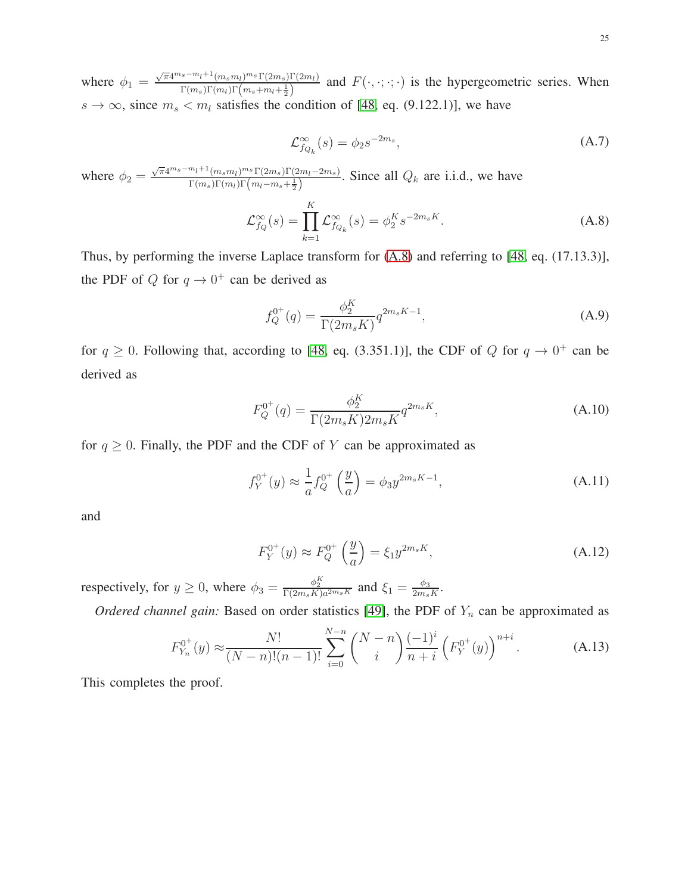where $\phi_1 = \frac{\sqrt{\pi}4^{m_s - m_l + 1}(m_s m_l)^{m_s}\Gamma(2m_s)\Gamma(2m_l)}{\Gamma(m_s)\Gamma(m_l)\Gamma\left(m_s + m_l + \frac{1}{2}\right)}$ and $F(\cdot, \cdot; \cdot; \cdot)$ is the hypergeometric series. When $s \to \infty$, since $m_s < m_l$ satisfies the condition of [48, eq. (9.122.1)], we have

$$\mathcal{L}_{f_{Q_k}}^{\infty}(s) = \phi_2 s^{-2m_s}, \tag{A.7}$$

where $\phi_2 = \frac{\sqrt{\pi}4^{m_s - m_l + 1}(m_s m_l)^{m_s}\Gamma(2m_s)\Gamma(2m_l - 2m_s)}{\Gamma(m_s)\Gamma(m_l)\Gamma\left(m_l - m_s + \frac{1}{2}\right)}$. Since all $Q_k$ are i.i.d., we have

$$\mathcal{L}_{f_Q}^{\infty}(s) = \prod_{k=1}^{K} \mathcal{L}_{f_{Q_k}}^{\infty}(s) = \phi_2^K s^{-2m_s K}. \tag{A.8}$$

Thus, by performing the inverse Laplace transform for (A.8) and referring to [48, eq. (17.13.3)], the PDF of $Q$ for $q \to 0^+$ can be derived as

$$f_Q^{0^+}(q) = \frac{\phi_2^K}{\Gamma(2m_s K)} q^{2m_s K - 1}, \tag{A.9}$$

for $q \geq 0$. Following that, according to [48, eq. (3.351.1)], the CDF of $Q$ for $q \to 0^+$ can be derived as

$$F_Q^{0^+}(q) = \frac{\phi_2^K}{\Gamma(2m_s K) 2m_s K} q^{2m_s K}, \tag{A.10}$$

for $q \geq 0$. Finally, the PDF and the CDF of $Y$ can be approximated as

$$f_Y^{0^+}(y) \approx \frac{1}{a} f_Q^{0^+}\left(\frac{y}{a}\right) = \phi_3 y^{2m_s K - 1}, \tag{A.11}$$

and

$$F_Y^{0^+}(y) \approx F_Q^{0^+}\left(\frac{y}{a}\right) = \xi_1 y^{2m_s K}, \tag{A.12}$$

respectively, for $y \geq 0$, where $\phi_3 = \frac{\phi_2^K}{\Gamma(2m_s K) a^{2m_s K}}$ and $\xi_1 = \frac{\phi_3}{2m_s K}$.

*Ordered channel gain:* Based on order statistics [49], the PDF of $Y_n$ can be approximated as

$$F_{Y_n}^{0^+}(y) \approx \frac{N!}{(N-n)!(n-1)!} \sum_{i=0}^{N-n} \binom{N-n}{i} \frac{(-1)^i}{n+i} \left(F_Y^{0^+}(y)\right)^{n+i}. \tag{A.13}$$

This completes the proof.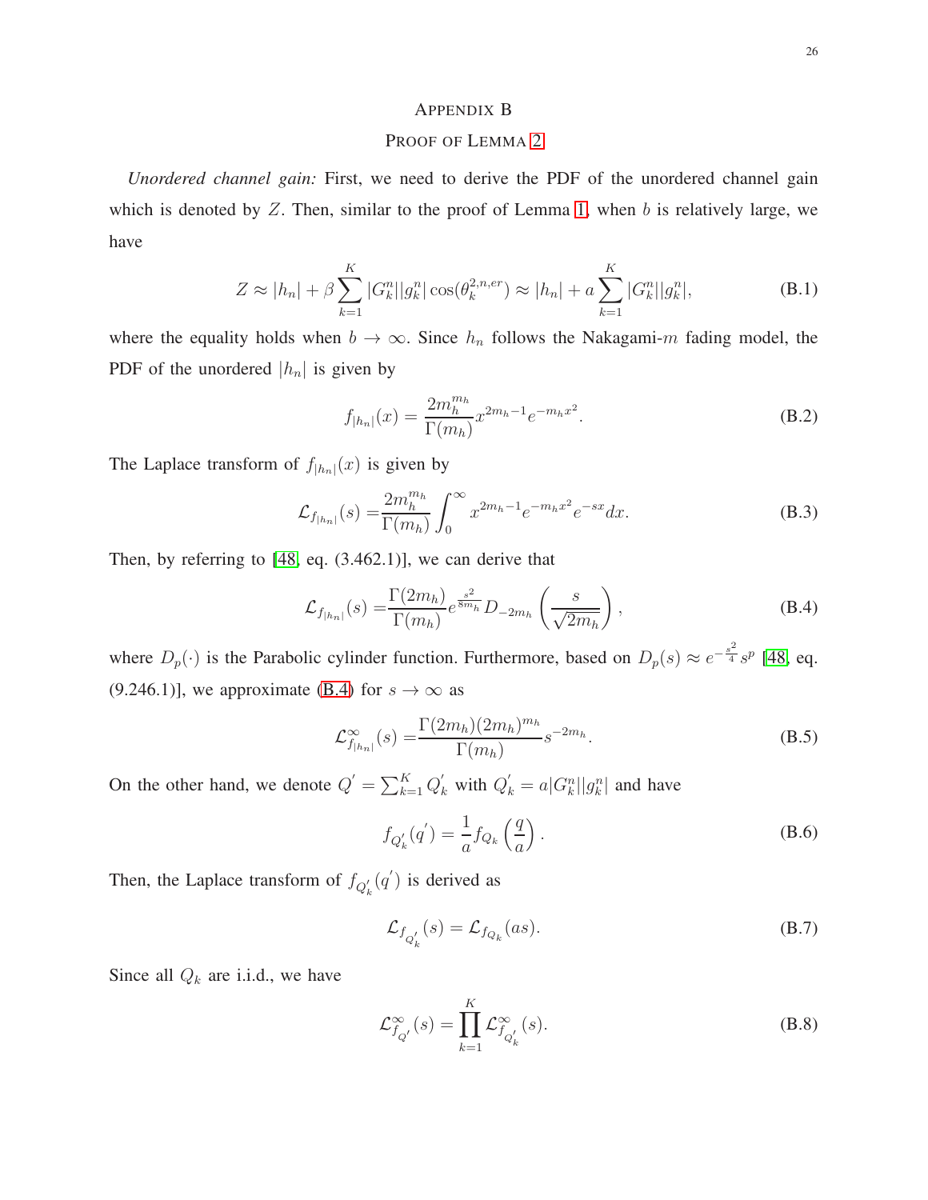# APPENDIX B
## PROOF OF LEMMA 2

*Unordered channel gain:* First, we need to derive the PDF of the unordered channel gain which is denoted by $Z$. Then, similar to the proof of Lemma 1, when $b$ is relatively large, we have

$$Z \approx |h_n| + \beta \sum_{k=1}^{K} |G_k^n||g_k^n| \cos(\theta_k^{2,n,er}) \approx |h_n| + a \sum_{k=1}^{K} |G_k^n||g_k^n|, \tag{B.1}$$

where the equality holds when $b \to \infty$. Since $h_n$ follows the Nakagami-$m$ fading model, the PDF of the unordered $|h_n|$ is given by

$$f_{|h_n|}(x) = \frac{2m_h^{m_h}}{\Gamma(m_h)} x^{2m_h - 1} e^{-m_h x^2}. \tag{B.2}$$

The Laplace transform of $f_{|h_n|}(x)$ is given by

$$\mathcal{L}_{f_{|h_n|}}(s) = \frac{2m_h^{m_h}}{\Gamma(m_h)} \int_0^\infty x^{2m_h - 1} e^{-m_h x^2} e^{-sx} dx. \tag{B.3}$$

Then, by referring to [48, eq. (3.462.1)], we can derive that

$$\mathcal{L}_{f_{|h_n|}}(s) = \frac{\Gamma(2m_h)}{\Gamma(m_h)} e^{\frac{s^2}{8m_h}} D_{-2m_h}\left(\frac{s}{\sqrt{2m_h}}\right), \tag{B.4}$$

where $D_p(\cdot)$ is the Parabolic cylinder function. Furthermore, based on $D_p(s) \approx e^{-\frac{s^2}{4}} s^p$ [48, eq. (9.246.1)], we approximate (B.4) for $s \to \infty$ as

$$\mathcal{L}^{\infty}_{f_{|h_n|}}(s) = \frac{\Gamma(2m_h)(2m_h)^{m_h}}{\Gamma(m_h)} s^{-2m_h}. \tag{B.5}$$

On the other hand, we denote $Q^{'} = \sum_{k=1}^{K} Q_k^{'}$ with $Q_k^{'} = a|G_k^n||g_k^n|$ and have

$$f_{Q_k^{'}}(q^{'}) = \frac{1}{a} f_{Q_k}\left(\frac{q}{a}\right). \tag{B.6}$$

Then, the Laplace transform of $f_{Q_k^{'}}(q^{'})$ is derived as

$$\mathcal{L}_{f_{Q_k^{'}}}(s) = \mathcal{L}_{f_{Q_k}}(as). \tag{B.7}$$

Since all $Q_k$ are i.i.d., we have

$$\mathcal{L}^{\infty}_{f_{Q^{'}}}(s) = \prod_{k=1}^{K} \mathcal{L}^{\infty}_{f_{Q_k^{'}}}(s). \tag{B.8}$$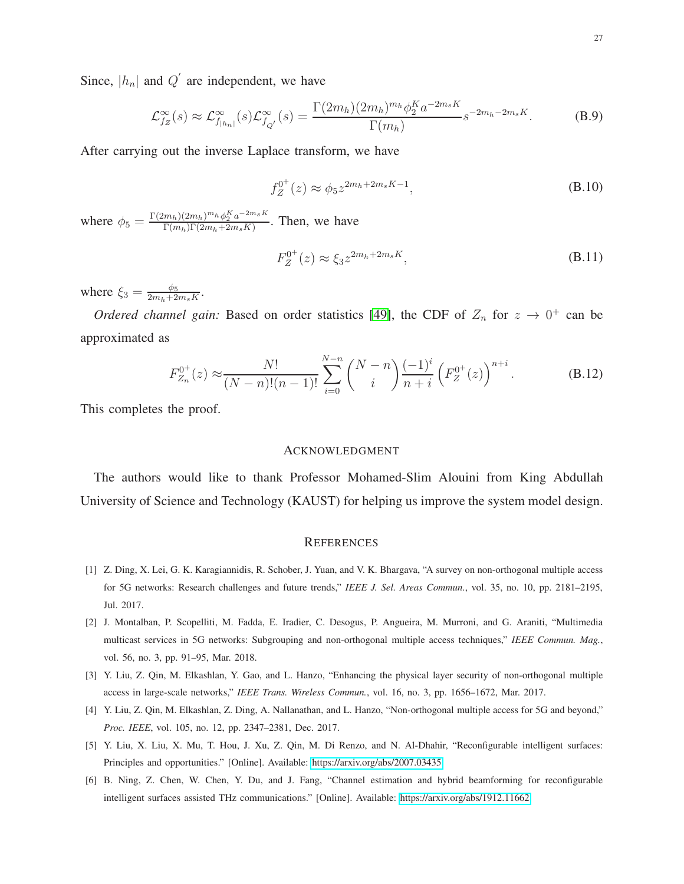Since, $|h_n|$ and $Q^{'}$ are independent, we have

$$\mathcal{L}_{f_Z}^{\infty}(s) \approx \mathcal{L}_{f_{|h_n|}}^{\infty}(s)\mathcal{L}_{f_{Q'}}^{\infty}(s) = \frac{\Gamma(2m_h)(2m_h)^{m_h}\phi_2^K a^{-2m_sK}}{\Gamma(m_h)} s^{-2m_h-2m_sK}. \tag{B.9}$$

After carrying out the inverse Laplace transform, we have

$$f_Z^{0^+}(z) \approx \phi_5 z^{2m_h+2m_sK-1}, \tag{B.10}$$

where $\phi_5 = \frac{\Gamma(2m_h)(2m_h)^{m_h}\phi_2^K a^{-2m_sK}}{\Gamma(m_h)\Gamma(2m_h+2m_sK)}$. Then, we have

$$F_Z^{0^+}(z) \approx \xi_3 z^{2m_h+2m_sK}, \tag{B.11}$$

where $\xi_3 = \frac{\phi_5}{2m_h+2m_sK}$.

*Ordered channel gain:* Based on order statistics [49], the CDF of $Z_n$ for $z \to 0^+$ can be approximated as

$$F_{Z_n}^{0^+}(z) \approx \frac{N!}{(N-n)!(n-1)!} \sum_{i=0}^{N-n} \binom{N-n}{i} \frac{(-1)^i}{n+i} \left(F_Z^{0^+}(z)\right)^{n+i}. \tag{B.12}$$

This completes the proof.

## ACKNOWLEDGMENT

The authors would like to thank Professor Mohamed-Slim Alouini from King Abdullah University of Science and Technology (KAUST) for helping us improve the system model design.

## REFERENCES

[1] Z. Ding, X. Lei, G. K. Karagiannidis, R. Schober, J. Yuan, and V. K. Bhargava, "A survey on non-orthogonal multiple access for 5G networks: Research challenges and future trends," *IEEE J. Sel. Areas Commun.*, vol. 35, no. 10, pp. 2181–2195, Jul. 2017.

[2] J. Montalban, P. Scopelliti, M. Fadda, E. Iradier, C. Desogus, P. Angueira, M. Murroni, and G. Araniti, "Multimedia multicast services in 5G networks: Subgrouping and non-orthogonal multiple access techniques," *IEEE Commun. Mag.*, vol. 56, no. 3, pp. 91–95, Mar. 2018.

[3] Y. Liu, Z. Qin, M. Elkashlan, Y. Gao, and L. Hanzo, "Enhancing the physical layer security of non-orthogonal multiple access in large-scale networks," *IEEE Trans. Wireless Commun.*, vol. 16, no. 3, pp. 1656–1672, Mar. 2017.

[4] Y. Liu, Z. Qin, M. Elkashlan, Z. Ding, A. Nallanathan, and L. Hanzo, "Non-orthogonal multiple access for 5G and beyond," *Proc. IEEE*, vol. 105, no. 12, pp. 2347–2381, Dec. 2017.

[5] Y. Liu, X. Liu, X. Mu, T. Hou, J. Xu, Z. Qin, M. Di Renzo, and N. Al-Dhahir, "Reconfigurable intelligent surfaces: Principles and opportunities." [Online]. Available: https://arxiv.org/abs/2007.03435

[6] B. Ning, Z. Chen, W. Chen, Y. Du, and J. Fang, "Channel estimation and hybrid beamforming for reconfigurable intelligent surfaces assisted THz communications." [Online]. Available: https://arxiv.org/abs/1912.11662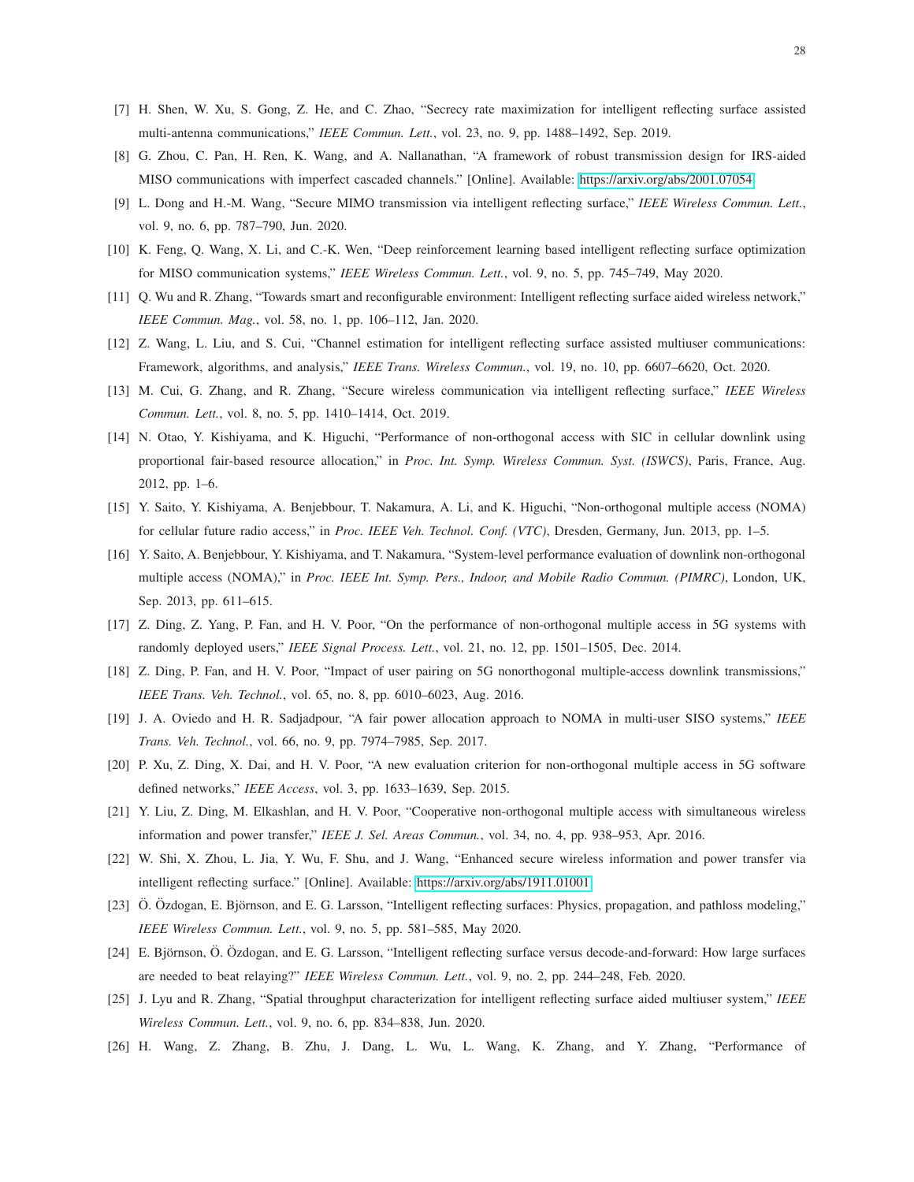[7] H. Shen, W. Xu, S. Gong, Z. He, and C. Zhao, "Secrecy rate maximization for intelligent reflecting surface assisted multi-antenna communications," *IEEE Commun. Lett.*, vol. 23, no. 9, pp. 1488–1492, Sep. 2019.

[8] G. Zhou, C. Pan, H. Ren, K. Wang, and A. Nallanathan, "A framework of robust transmission design for IRS-aided MISO communications with imperfect cascaded channels." [Online]. Available: https://arxiv.org/abs/2001.07054

[9] L. Dong and H.-M. Wang, "Secure MIMO transmission via intelligent reflecting surface," *IEEE Wireless Commun. Lett.*, vol. 9, no. 6, pp. 787–790, Jun. 2020.

[10] K. Feng, Q. Wang, X. Li, and C.-K. Wen, "Deep reinforcement learning based intelligent reflecting surface optimization for MISO communication systems," *IEEE Wireless Commun. Lett.*, vol. 9, no. 5, pp. 745–749, May 2020.

[11] Q. Wu and R. Zhang, "Towards smart and reconfigurable environment: Intelligent reflecting surface aided wireless network," *IEEE Commun. Mag.*, vol. 58, no. 1, pp. 106–112, Jan. 2020.

[12] Z. Wang, L. Liu, and S. Cui, "Channel estimation for intelligent reflecting surface assisted multiuser communications: Framework, algorithms, and analysis," *IEEE Trans. Wireless Commun.*, vol. 19, no. 10, pp. 6607–6620, Oct. 2020.

[13] M. Cui, G. Zhang, and R. Zhang, "Secure wireless communication via intelligent reflecting surface," *IEEE Wireless Commun. Lett.*, vol. 8, no. 5, pp. 1410–1414, Oct. 2019.

[14] N. Otao, Y. Kishiyama, and K. Higuchi, "Performance of non-orthogonal access with SIC in cellular downlink using proportional fair-based resource allocation," in *Proc. Int. Symp. Wireless Commun. Syst. (ISWCS)*, Paris, France, Aug. 2012, pp. 1–6.

[15] Y. Saito, Y. Kishiyama, A. Benjebbour, T. Nakamura, A. Li, and K. Higuchi, "Non-orthogonal multiple access (NOMA) for cellular future radio access," in *Proc. IEEE Veh. Technol. Conf. (VTC)*, Dresden, Germany, Jun. 2013, pp. 1–5.

[16] Y. Saito, A. Benjebbour, Y. Kishiyama, and T. Nakamura, "System-level performance evaluation of downlink non-orthogonal multiple access (NOMA)," in *Proc. IEEE Int. Symp. Pers., Indoor, and Mobile Radio Commun. (PIMRC)*, London, UK, Sep. 2013, pp. 611–615.

[17] Z. Ding, Z. Yang, P. Fan, and H. V. Poor, "On the performance of non-orthogonal multiple access in 5G systems with randomly deployed users," *IEEE Signal Process. Lett.*, vol. 21, no. 12, pp. 1501–1505, Dec. 2014.

[18] Z. Ding, P. Fan, and H. V. Poor, "Impact of user pairing on 5G nonorthogonal multiple-access downlink transmissions," *IEEE Trans. Veh. Technol.*, vol. 65, no. 8, pp. 6010–6023, Aug. 2016.

[19] J. A. Oviedo and H. R. Sadjadpour, "A fair power allocation approach to NOMA in multi-user SISO systems," *IEEE Trans. Veh. Technol.*, vol. 66, no. 9, pp. 7974–7985, Sep. 2017.

[20] P. Xu, Z. Ding, X. Dai, and H. V. Poor, "A new evaluation criterion for non-orthogonal multiple access in 5G software defined networks," *IEEE Access*, vol. 3, pp. 1633–1639, Sep. 2015.

[21] Y. Liu, Z. Ding, M. Elkashlan, and H. V. Poor, "Cooperative non-orthogonal multiple access with simultaneous wireless information and power transfer," *IEEE J. Sel. Areas Commun.*, vol. 34, no. 4, pp. 938–953, Apr. 2016.

[22] W. Shi, X. Zhou, L. Jia, Y. Wu, F. Shu, and J. Wang, "Enhanced secure wireless information and power transfer via intelligent reflecting surface." [Online]. Available: https://arxiv.org/abs/1911.01001

[23] Ö. Özdogan, E. Björnson, and E. G. Larsson, "Intelligent reflecting surfaces: Physics, propagation, and pathloss modeling," *IEEE Wireless Commun. Lett.*, vol. 9, no. 5, pp. 581–585, May 2020.

[24] E. Björnson, Ö. Özdogan, and E. G. Larsson, "Intelligent reflecting surface versus decode-and-forward: How large surfaces are needed to beat relaying?" *IEEE Wireless Commun. Lett.*, vol. 9, no. 2, pp. 244–248, Feb. 2020.

[25] J. Lyu and R. Zhang, "Spatial throughput characterization for intelligent reflecting surface aided multiuser system," *IEEE Wireless Commun. Lett.*, vol. 9, no. 6, pp. 834–838, Jun. 2020.

[26] H. Wang, Z. Zhang, B. Zhu, J. Dang, L. Wu, L. Wang, K. Zhang, and Y. Zhang, "Performance of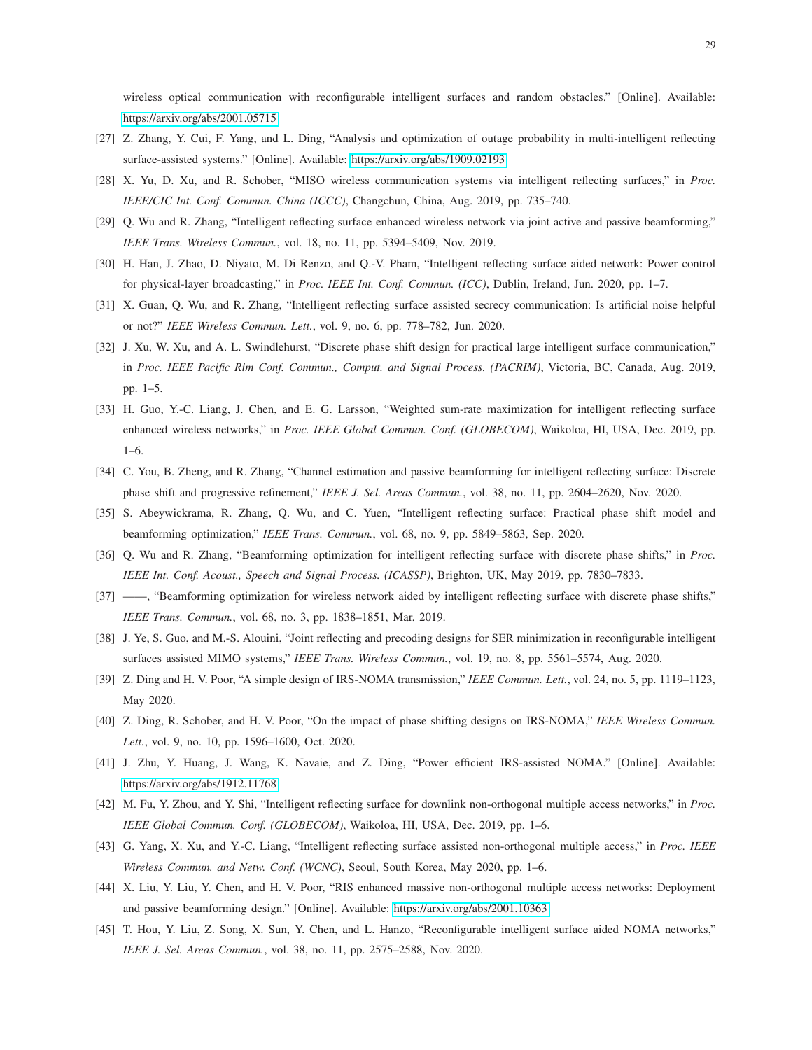wireless optical communication with reconfigurable intelligent surfaces and random obstacles." [Online]. Available: https://arxiv.org/abs/2001.05715

[27] Z. Zhang, Y. Cui, F. Yang, and L. Ding, "Analysis and optimization of outage probability in multi-intelligent reflecting surface-assisted systems." [Online]. Available: https://arxiv.org/abs/1909.02193

[28] X. Yu, D. Xu, and R. Schober, "MISO wireless communication systems via intelligent reflecting surfaces," in *Proc. IEEE/CIC Int. Conf. Commun. China (ICCC)*, Changchun, China, Aug. 2019, pp. 735–740.

[29] Q. Wu and R. Zhang, "Intelligent reflecting surface enhanced wireless network via joint active and passive beamforming," *IEEE Trans. Wireless Commun.*, vol. 18, no. 11, pp. 5394–5409, Nov. 2019.

[30] H. Han, J. Zhao, D. Niyato, M. Di Renzo, and Q.-V. Pham, "Intelligent reflecting surface aided network: Power control for physical-layer broadcasting," in *Proc. IEEE Int. Conf. Commun. (ICC)*, Dublin, Ireland, Jun. 2020, pp. 1–7.

[31] X. Guan, Q. Wu, and R. Zhang, "Intelligent reflecting surface assisted secrecy communication: Is artificial noise helpful or not?" *IEEE Wireless Commun. Lett.*, vol. 9, no. 6, pp. 778–782, Jun. 2020.

[32] J. Xu, W. Xu, and A. L. Swindlehurst, "Discrete phase shift design for practical large intelligent surface communication," in *Proc. IEEE Pacific Rim Conf. Commun., Comput. and Signal Process. (PACRIM)*, Victoria, BC, Canada, Aug. 2019, pp. 1–5.

[33] H. Guo, Y.-C. Liang, J. Chen, and E. G. Larsson, "Weighted sum-rate maximization for intelligent reflecting surface enhanced wireless networks," in *Proc. IEEE Global Commun. Conf. (GLOBECOM)*, Waikoloa, HI, USA, Dec. 2019, pp. 1–6.

[34] C. You, B. Zheng, and R. Zhang, "Channel estimation and passive beamforming for intelligent reflecting surface: Discrete phase shift and progressive refinement," *IEEE J. Sel. Areas Commun.*, vol. 38, no. 11, pp. 2604–2620, Nov. 2020.

[35] S. Abeywickrama, R. Zhang, Q. Wu, and C. Yuen, "Intelligent reflecting surface: Practical phase shift model and beamforming optimization," *IEEE Trans. Commun.*, vol. 68, no. 9, pp. 5849–5863, Sep. 2020.

[36] Q. Wu and R. Zhang, "Beamforming optimization for intelligent reflecting surface with discrete phase shifts," in *Proc. IEEE Int. Conf. Acoust., Speech and Signal Process. (ICASSP)*, Brighton, UK, May 2019, pp. 7830–7833.

[37] ——, "Beamforming optimization for wireless network aided by intelligent reflecting surface with discrete phase shifts," *IEEE Trans. Commun.*, vol. 68, no. 3, pp. 1838–1851, Mar. 2019.

[38] J. Ye, S. Guo, and M.-S. Alouini, "Joint reflecting and precoding designs for SER minimization in reconfigurable intelligent surfaces assisted MIMO systems," *IEEE Trans. Wireless Commun.*, vol. 19, no. 8, pp. 5561–5574, Aug. 2020.

[39] Z. Ding and H. V. Poor, "A simple design of IRS-NOMA transmission," *IEEE Commun. Lett.*, vol. 24, no. 5, pp. 1119–1123, May 2020.

[40] Z. Ding, R. Schober, and H. V. Poor, "On the impact of phase shifting designs on IRS-NOMA," *IEEE Wireless Commun. Lett.*, vol. 9, no. 10, pp. 1596–1600, Oct. 2020.

[41] J. Zhu, Y. Huang, J. Wang, K. Navaie, and Z. Ding, "Power efficient IRS-assisted NOMA." [Online]. Available: https://arxiv.org/abs/1912.11768

[42] M. Fu, Y. Zhou, and Y. Shi, "Intelligent reflecting surface for downlink non-orthogonal multiple access networks," in *Proc. IEEE Global Commun. Conf. (GLOBECOM)*, Waikoloa, HI, USA, Dec. 2019, pp. 1–6.

[43] G. Yang, X. Xu, and Y.-C. Liang, "Intelligent reflecting surface assisted non-orthogonal multiple access," in *Proc. IEEE Wireless Commun. and Netw. Conf. (WCNC)*, Seoul, South Korea, May 2020, pp. 1–6.

[44] X. Liu, Y. Liu, Y. Chen, and H. V. Poor, "RIS enhanced massive non-orthogonal multiple access networks: Deployment and passive beamforming design." [Online]. Available: https://arxiv.org/abs/2001.10363

[45] T. Hou, Y. Liu, Z. Song, X. Sun, Y. Chen, and L. Hanzo, "Reconfigurable intelligent surface aided NOMA networks," *IEEE J. Sel. Areas Commun.*, vol. 38, no. 11, pp. 2575–2588, Nov. 2020.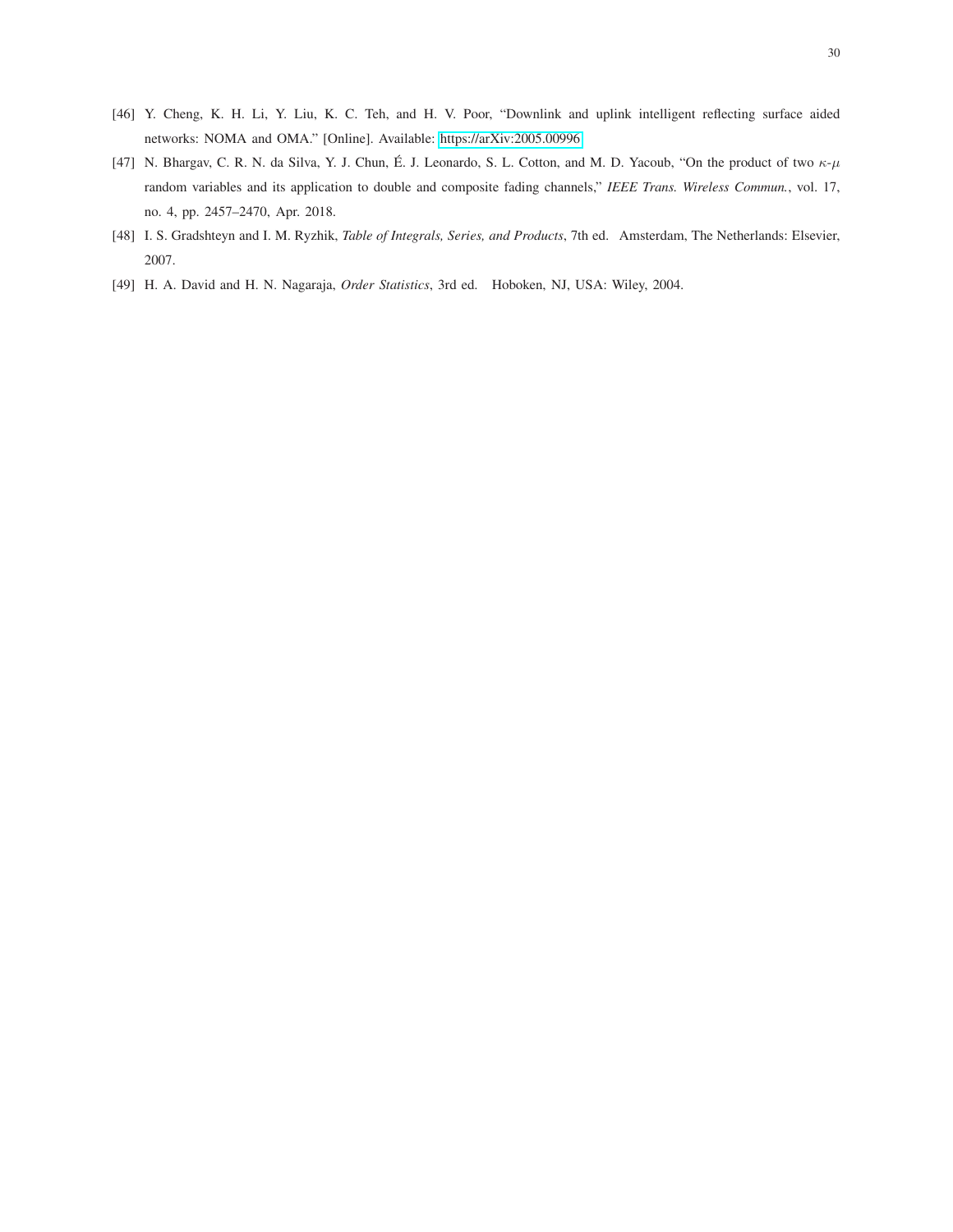[46] Y. Cheng, K. H. Li, Y. Liu, K. C. Teh, and H. V. Poor, "Downlink and uplink intelligent reflecting surface aided networks: NOMA and OMA." [Online]. Available: https://arXiv:2005.00996

[47] N. Bhargav, C. R. N. da Silva, Y. J. Chun, É. J. Leonardo, S. L. Cotton, and M. D. Yacoub, "On the product of two $\kappa$-$\mu$ random variables and its application to double and composite fading channels," *IEEE Trans. Wireless Commun.*, vol. 17, no. 4, pp. 2457–2470, Apr. 2018.

[48] I. S. Gradshteyn and I. M. Ryzhik, *Table of Integrals, Series, and Products*, 7th ed. Amsterdam, The Netherlands: Elsevier, 2007.

[49] H. A. David and H. N. Nagaraja, *Order Statistics*, 3rd ed. Hoboken, NJ, USA: Wiley, 2004.